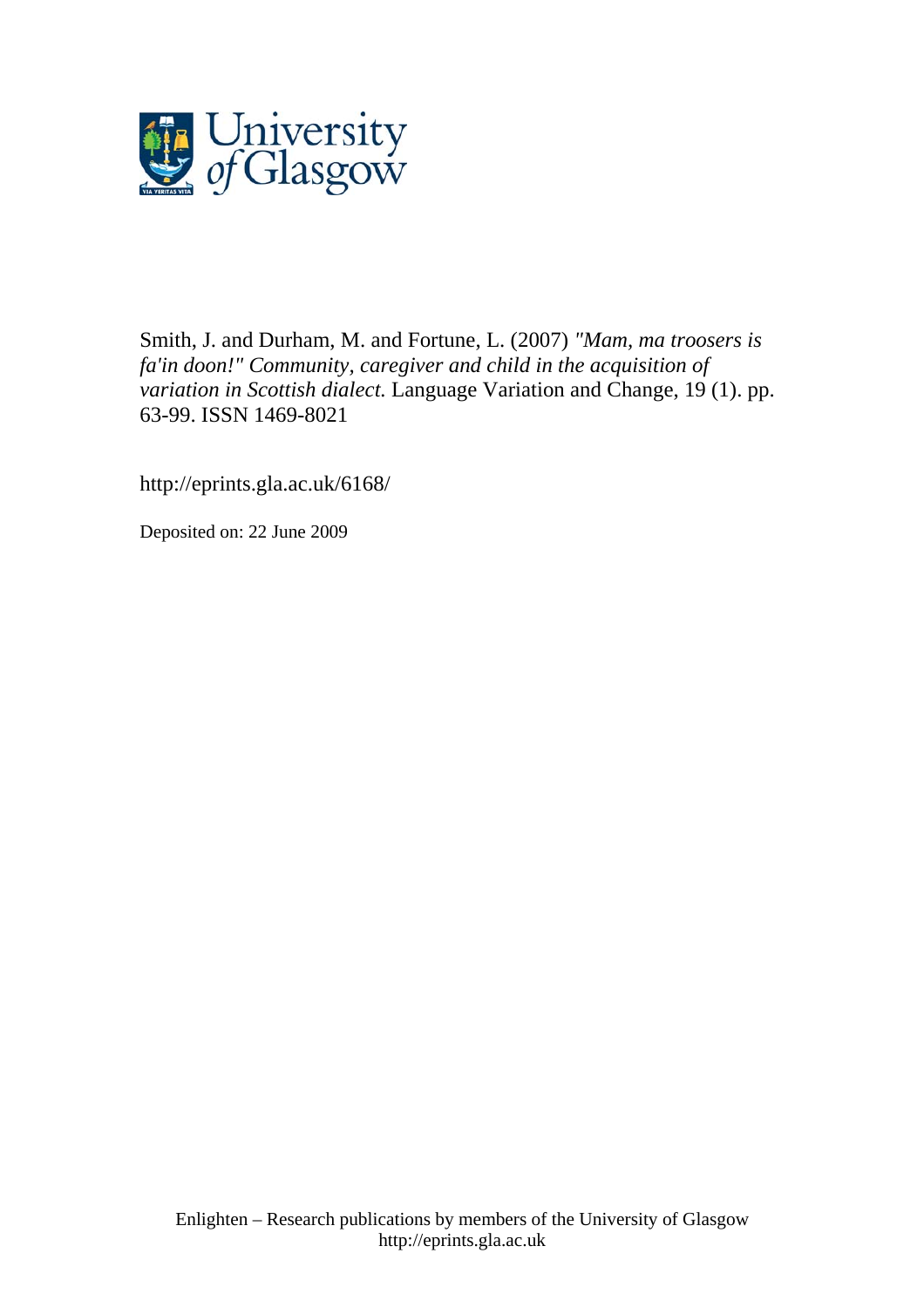Smith, J. and Durham, M. and Fortune, L. (2007) *"Mam, ma troosers is fa'in doon!" Community, caregiver and child in the acquisition of variation in Scottish dialect.* Language Variation and Change, 19 (1). pp. 63-99. ISSN 1469-8021

http://eprints.gla.ac.uk/6168/

Deposited on: 22 June 2009

Enlighten – Research publications by members of the University of Glasgow
http://eprints.gla.ac.uk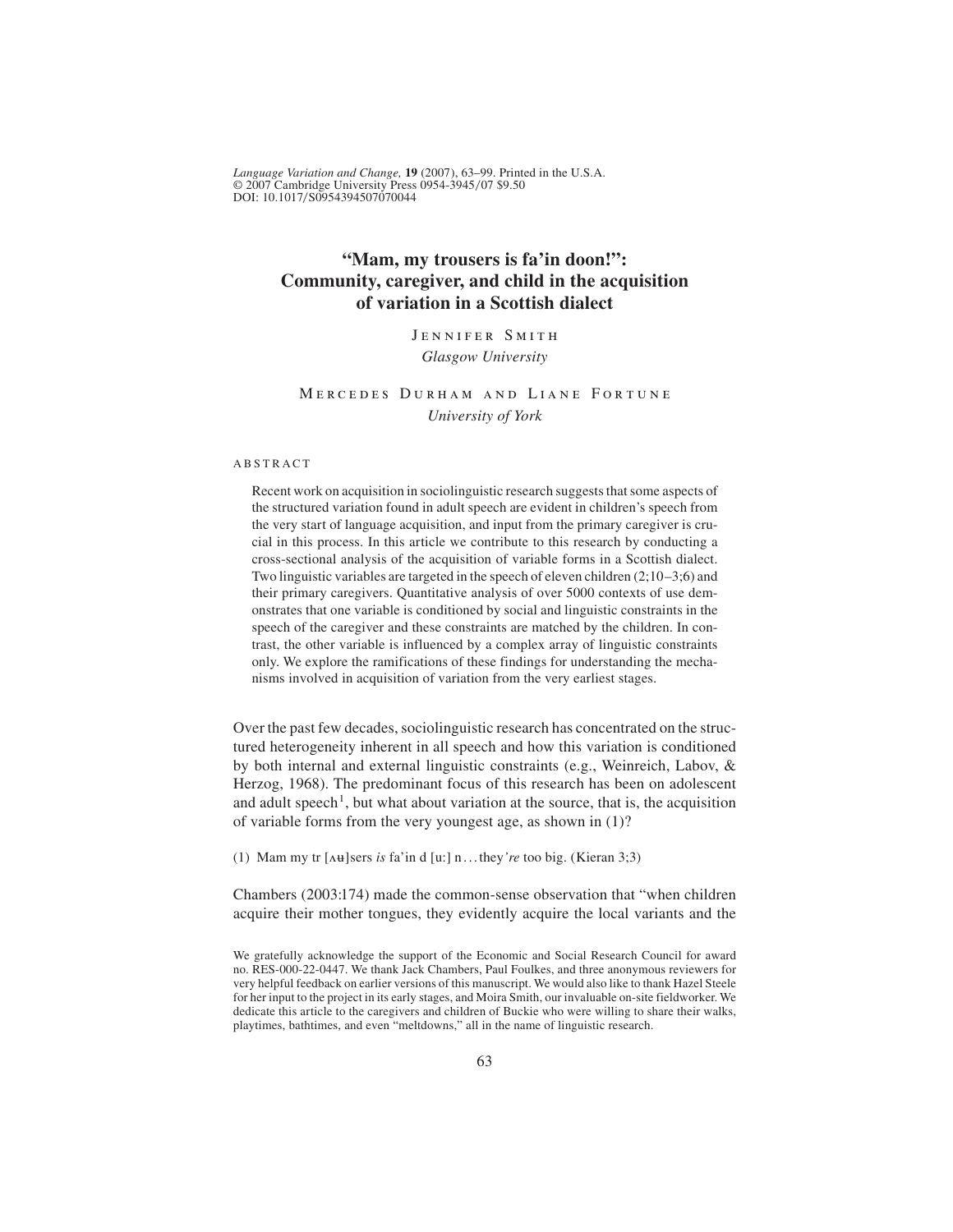Language Variation and Change, **19** (2007), 63–99. Printed in the U.S.A.
© 2007 Cambridge University Press 0954-3945/07 $9.50
DOI: 10.1017/S0954394507070044

# "Mam, my trousers is fa'in doon!": Community, caregiver, and child in the acquisition of variation in a Scottish dialect

JENNIFER SMITH
*Glasgow University*

MERCEDES DURHAM AND LIANE FORTUNE
*University of York*

ABSTRACT

Recent work on acquisition in sociolinguistic research suggests that some aspects of the structured variation found in adult speech are evident in children's speech from the very start of language acquisition, and input from the primary caregiver is crucial in this process. In this article we contribute to this research by conducting a cross-sectional analysis of the acquisition of variable forms in a Scottish dialect. Two linguistic variables are targeted in the speech of eleven children (2;10–3;6) and their primary caregivers. Quantitative analysis of over 5000 contexts of use demonstrates that one variable is conditioned by social and linguistic constraints in the speech of the caregiver and these constraints are matched by the children. In contrast, the other variable is influenced by a complex array of linguistic constraints only. We explore the ramifications of these findings for understanding the mechanisms involved in acquisition of variation from the very earliest stages.

Over the past few decades, sociolinguistic research has concentrated on the structured heterogeneity inherent in all speech and how this variation is conditioned by both internal and external linguistic constraints (e.g., Weinreich, Labov, & Herzog, 1968). The predominant focus of this research has been on adolescent and adult speech[1], but what about variation at the source, that is, the acquisition of variable forms from the very youngest age, as shown in (1)?

(1) Mam my tr [ʌʉ]sers *is* fa'in d [uː] n…they*'re* too big. (Kieran 3;3)

Chambers (2003:174) made the common-sense observation that "when children acquire their mother tongues, they evidently acquire the local variants and the

We gratefully acknowledge the support of the Economic and Social Research Council for award no. RES-000-22-0447. We thank Jack Chambers, Paul Foulkes, and three anonymous reviewers for very helpful feedback on earlier versions of this manuscript. We would also like to thank Hazel Steele for her input to the project in its early stages, and Moira Smith, our invaluable on-site fieldworker. We dedicate this article to the caregivers and children of Buckie who were willing to share their walks, playtimes, bathtimes, and even "meltdowns," all in the name of linguistic research.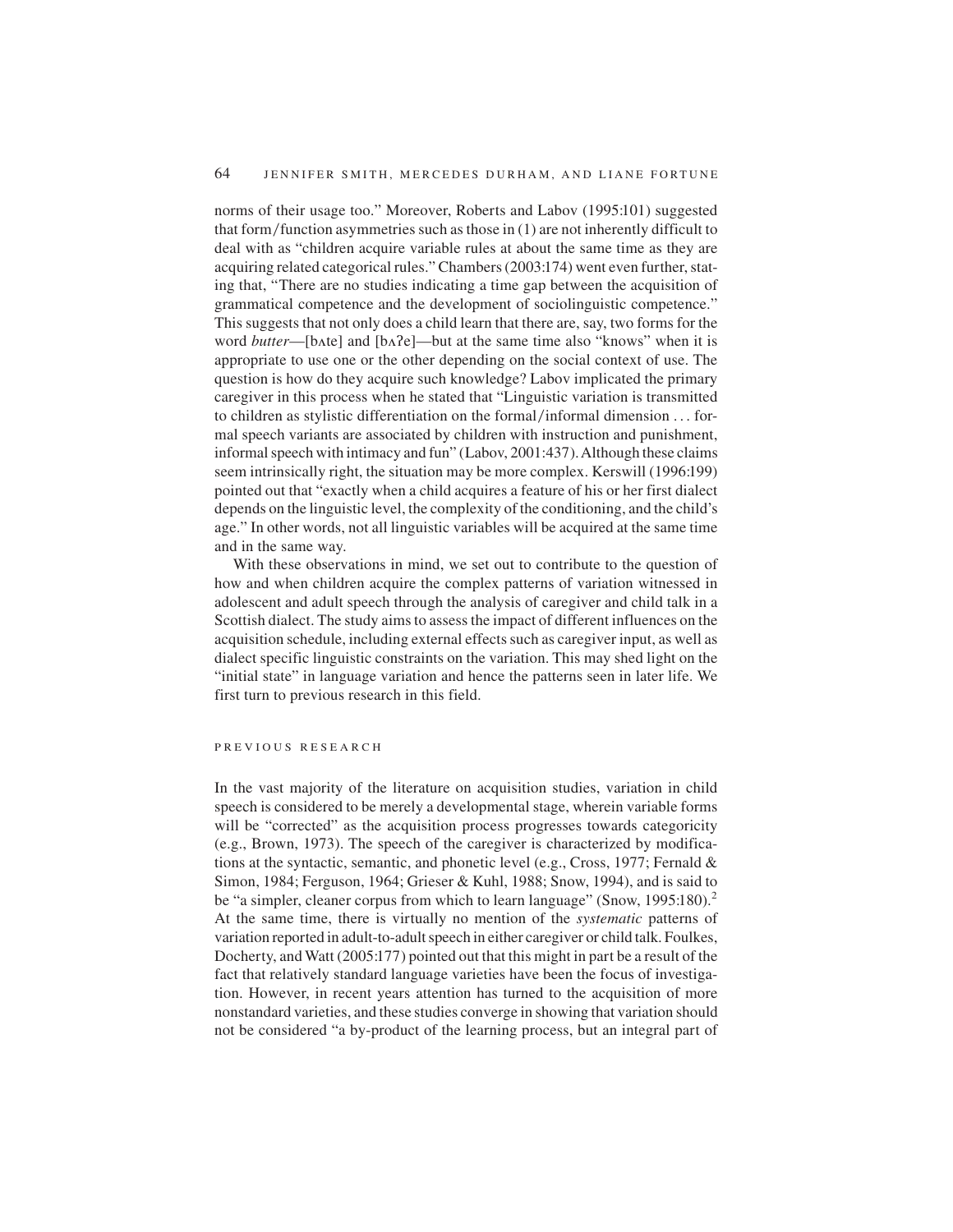norms of their usage too." Moreover, Roberts and Labov (1995:101) suggested that form/function asymmetries such as those in (1) are not inherently difficult to deal with as "children acquire variable rules at about the same time as they are acquiring related categorical rules." Chambers (2003:174) went even further, stating that, "There are no studies indicating a time gap between the acquisition of grammatical competence and the development of sociolinguistic competence." This suggests that not only does a child learn that there are, say, two forms for the word *butter*—[bʌte] and [bʌʔe]—but at the same time also "knows" when it is appropriate to use one or the other depending on the social context of use. The question is how do they acquire such knowledge? Labov implicated the primary caregiver in this process when he stated that "Linguistic variation is transmitted to children as stylistic differentiation on the formal/informal dimension . . . formal speech variants are associated by children with instruction and punishment, informal speech with intimacy and fun" (Labov, 2001:437). Although these claims seem intrinsically right, the situation may be more complex. Kerswill (1996:199) pointed out that "exactly when a child acquires a feature of his or her first dialect depends on the linguistic level, the complexity of the conditioning, and the child's age." In other words, not all linguistic variables will be acquired at the same time and in the same way.

With these observations in mind, we set out to contribute to the question of how and when children acquire the complex patterns of variation witnessed in adolescent and adult speech through the analysis of caregiver and child talk in a Scottish dialect. The study aims to assess the impact of different influences on the acquisition schedule, including external effects such as caregiver input, as well as dialect specific linguistic constraints on the variation. This may shed light on the "initial state" in language variation and hence the patterns seen in later life. We first turn to previous research in this field.

## PREVIOUS RESEARCH

In the vast majority of the literature on acquisition studies, variation in child speech is considered to be merely a developmental stage, wherein variable forms will be "corrected" as the acquisition process progresses towards categoricity (e.g., Brown, 1973). The speech of the caregiver is characterized by modifications at the syntactic, semantic, and phonetic level (e.g., Cross, 1977; Fernald & Simon, 1984; Ferguson, 1964; Grieser & Kuhl, 1988; Snow, 1994), and is said to be "a simpler, cleaner corpus from which to learn language" (Snow, 1995:180).[2] At the same time, there is virtually no mention of the *systematic* patterns of variation reported in adult-to-adult speech in either caregiver or child talk. Foulkes, Docherty, and Watt (2005:177) pointed out that this might in part be a result of the fact that relatively standard language varieties have been the focus of investigation. However, in recent years attention has turned to the acquisition of more nonstandard varieties, and these studies converge in showing that variation should not be considered "a by-product of the learning process, but an integral part of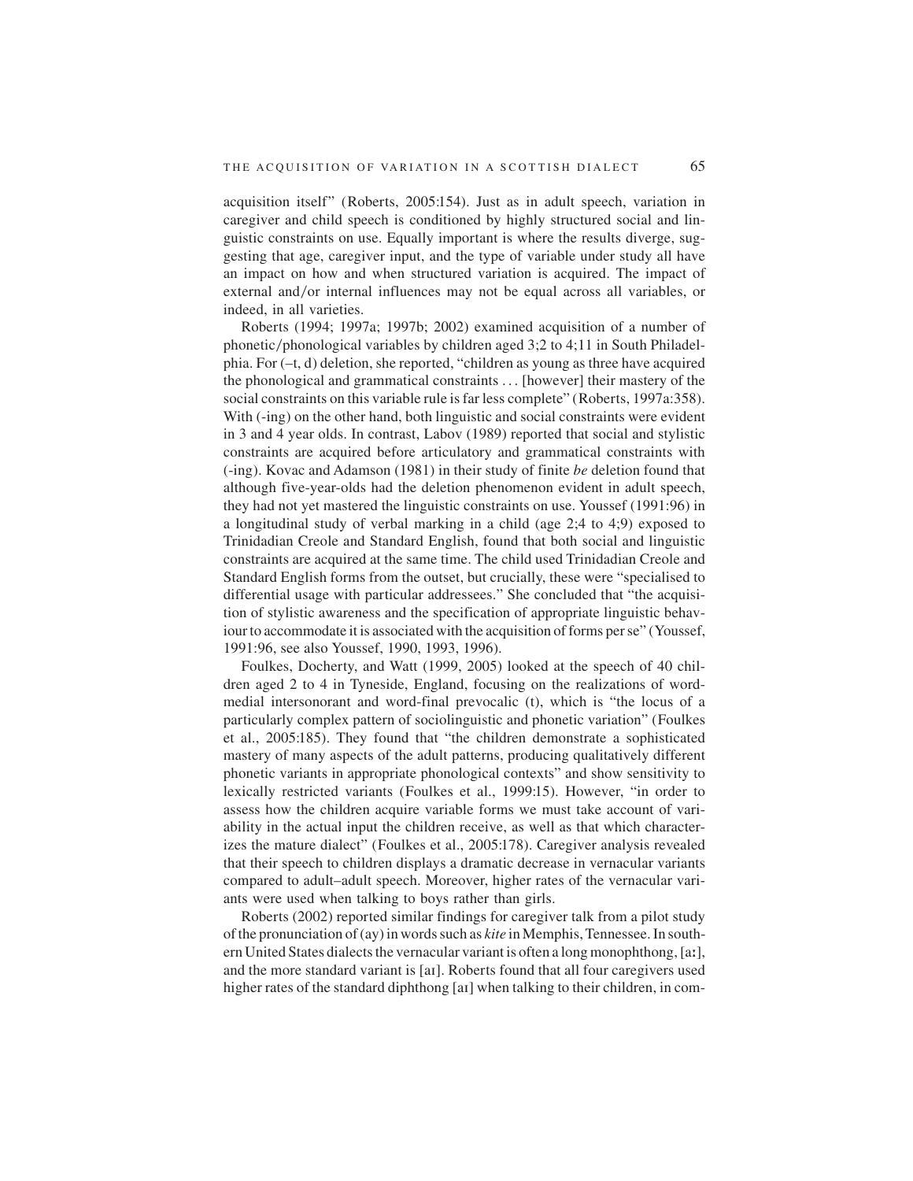acquisition itself" (Roberts, 2005:154). Just as in adult speech, variation in caregiver and child speech is conditioned by highly structured social and linguistic constraints on use. Equally important is where the results diverge, suggesting that age, caregiver input, and the type of variable under study all have an impact on how and when structured variation is acquired. The impact of external and/or internal influences may not be equal across all variables, or indeed, in all varieties.

Roberts (1994; 1997a; 1997b; 2002) examined acquisition of a number of phonetic/phonological variables by children aged 3;2 to 4;11 in South Philadelphia. For (–t, d) deletion, she reported, "children as young as three have acquired the phonological and grammatical constraints . . . [however] their mastery of the social constraints on this variable rule is far less complete" (Roberts, 1997a:358). With (-ing) on the other hand, both linguistic and social constraints were evident in 3 and 4 year olds. In contrast, Labov (1989) reported that social and stylistic constraints are acquired before articulatory and grammatical constraints with (-ing). Kovac and Adamson (1981) in their study of finite *be* deletion found that although five-year-olds had the deletion phenomenon evident in adult speech, they had not yet mastered the linguistic constraints on use. Youssef (1991:96) in a longitudinal study of verbal marking in a child (age 2;4 to 4;9) exposed to Trinidadian Creole and Standard English, found that both social and linguistic constraints are acquired at the same time. The child used Trinidadian Creole and Standard English forms from the outset, but crucially, these were "specialised to differential usage with particular addressees." She concluded that "the acquisition of stylistic awareness and the specification of appropriate linguistic behaviour to accommodate it is associated with the acquisition of forms per se" (Youssef, 1991:96, see also Youssef, 1990, 1993, 1996).

Foulkes, Docherty, and Watt (1999, 2005) looked at the speech of 40 children aged 2 to 4 in Tyneside, England, focusing on the realizations of word-medial intersonorant and word-final prevocalic (t), which is "the locus of a particularly complex pattern of sociolinguistic and phonetic variation" (Foulkes et al., 2005:185). They found that "the children demonstrate a sophisticated mastery of many aspects of the adult patterns, producing qualitatively different phonetic variants in appropriate phonological contexts" and show sensitivity to lexically restricted variants (Foulkes et al., 1999:15). However, "in order to assess how the children acquire variable forms we must take account of variability in the actual input the children receive, as well as that which characterizes the mature dialect" (Foulkes et al., 2005:178). Caregiver analysis revealed that their speech to children displays a dramatic decrease in vernacular variants compared to adult–adult speech. Moreover, higher rates of the vernacular variants were used when talking to boys rather than girls.

Roberts (2002) reported similar findings for caregiver talk from a pilot study of the pronunciation of (ay) in words such as *kite* in Memphis, Tennessee. In southern United States dialects the vernacular variant is often a long monophthong, [aː], and the more standard variant is [aɪ]. Roberts found that all four caregivers used higher rates of the standard diphthong [aɪ] when talking to their children, in com-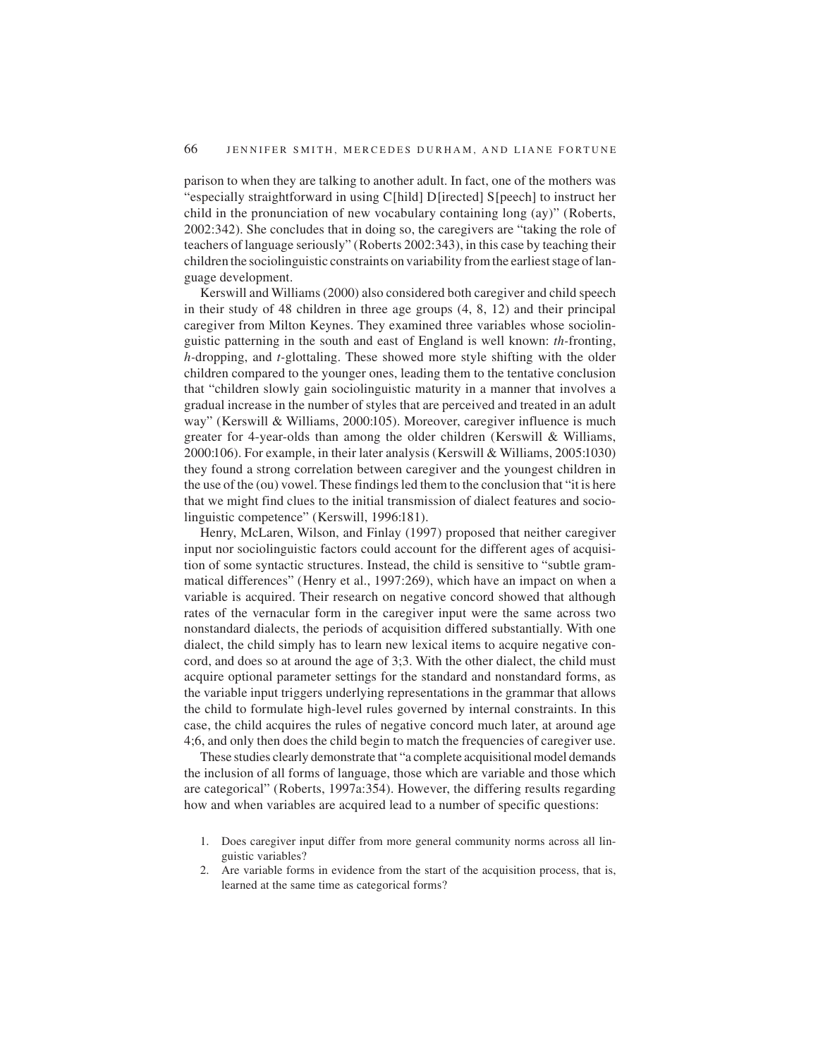parison to when they are talking to another adult. In fact, one of the mothers was "especially straightforward in using C[hild] D[irected] S[peech] to instruct her child in the pronunciation of new vocabulary containing long (ay)" (Roberts, 2002:342). She concludes that in doing so, the caregivers are "taking the role of teachers of language seriously" (Roberts 2002:343), in this case by teaching their children the sociolinguistic constraints on variability from the earliest stage of language development.

Kerswill and Williams (2000) also considered both caregiver and child speech in their study of 48 children in three age groups (4, 8, 12) and their principal caregiver from Milton Keynes. They examined three variables whose sociolinguistic patterning in the south and east of England is well known: *th*-fronting, *h*-dropping, and *t*-glottaling. These showed more style shifting with the older children compared to the younger ones, leading them to the tentative conclusion that "children slowly gain sociolinguistic maturity in a manner that involves a gradual increase in the number of styles that are perceived and treated in an adult way" (Kerswill & Williams, 2000:105). Moreover, caregiver influence is much greater for 4-year-olds than among the older children (Kerswill & Williams, 2000:106). For example, in their later analysis (Kerswill & Williams, 2005:1030) they found a strong correlation between caregiver and the youngest children in the use of the (ou) vowel. These findings led them to the conclusion that "it is here that we might find clues to the initial transmission of dialect features and sociolinguistic competence" (Kerswill, 1996:181).

Henry, McLaren, Wilson, and Finlay (1997) proposed that neither caregiver input nor sociolinguistic factors could account for the different ages of acquisition of some syntactic structures. Instead, the child is sensitive to "subtle grammatical differences" (Henry et al., 1997:269), which have an impact on when a variable is acquired. Their research on negative concord showed that although rates of the vernacular form in the caregiver input were the same across two nonstandard dialects, the periods of acquisition differed substantially. With one dialect, the child simply has to learn new lexical items to acquire negative concord, and does so at around the age of 3;3. With the other dialect, the child must acquire optional parameter settings for the standard and nonstandard forms, as the variable input triggers underlying representations in the grammar that allows the child to formulate high-level rules governed by internal constraints. In this case, the child acquires the rules of negative concord much later, at around age 4;6, and only then does the child begin to match the frequencies of caregiver use.

These studies clearly demonstrate that "a complete acquisitional model demands the inclusion of all forms of language, those which are variable and those which are categorical" (Roberts, 1997a:354). However, the differing results regarding how and when variables are acquired lead to a number of specific questions:

1. Does caregiver input differ from more general community norms across all linguistic variables?
2. Are variable forms in evidence from the start of the acquisition process, that is, learned at the same time as categorical forms?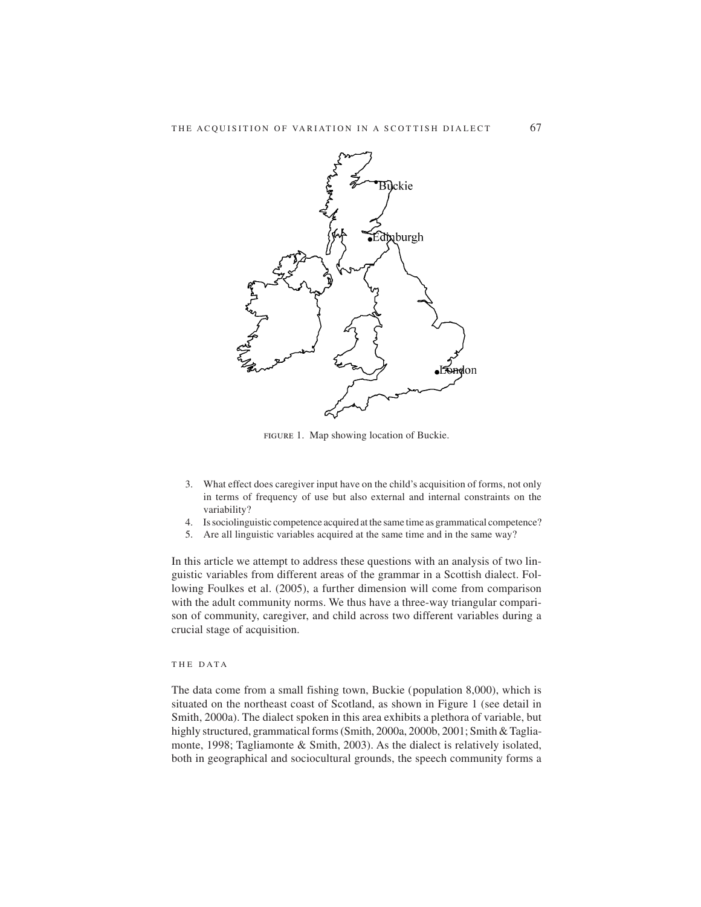FIGURE 1. Map showing location of Buckie.

3. What effect does caregiver input have on the child's acquisition of forms, not only in terms of frequency of use but also external and internal constraints on the variability?
4. Is sociolinguistic competence acquired at the same time as grammatical competence?
5. Are all linguistic variables acquired at the same time and in the same way?

In this article we attempt to address these questions with an analysis of two linguistic variables from different areas of the grammar in a Scottish dialect. Following Foulkes et al. (2005), a further dimension will come from comparison with the adult community norms. We thus have a three-way triangular comparison of community, caregiver, and child across two different variables during a crucial stage of acquisition.

## THE DATA

The data come from a small fishing town, Buckie (population 8,000), which is situated on the northeast coast of Scotland, as shown in Figure 1 (see detail in Smith, 2000a). The dialect spoken in this area exhibits a plethora of variable, but highly structured, grammatical forms (Smith, 2000a, 2000b, 2001; Smith & Tagliamonte, 1998; Tagliamonte & Smith, 2003). As the dialect is relatively isolated, both in geographical and sociocultural grounds, the speech community forms a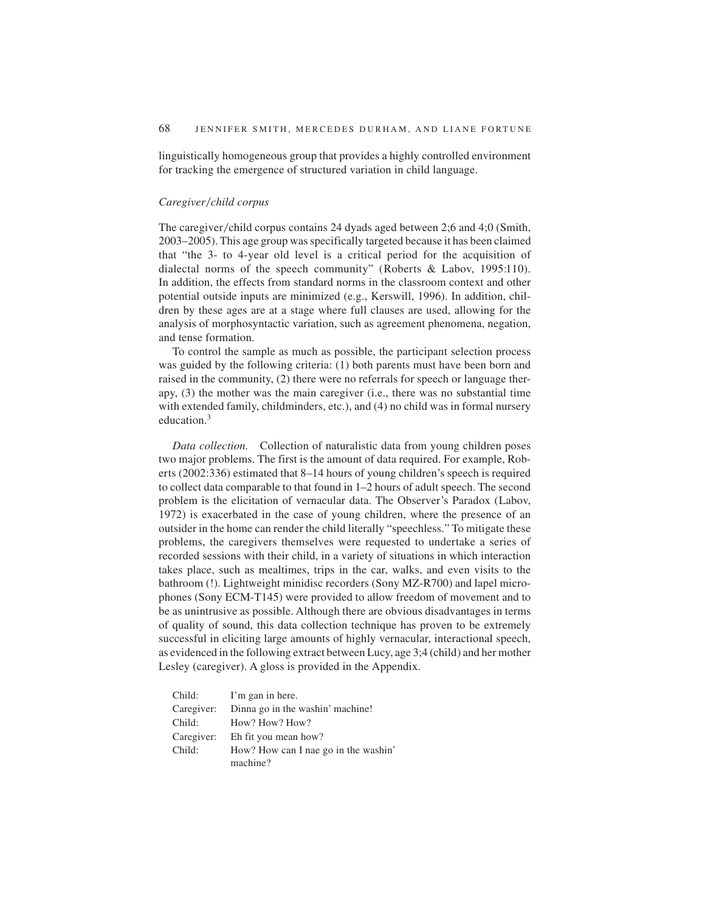linguistically homogeneous group that provides a highly controlled environment for tracking the emergence of structured variation in child language.

### *Caregiver/child corpus*

The caregiver/child corpus contains 24 dyads aged between 2;6 and 4;0 (Smith, 2003–2005). This age group was specifically targeted because it has been claimed that "the 3- to 4-year old level is a critical period for the acquisition of dialectal norms of the speech community" (Roberts & Labov, 1995:110). In addition, the effects from standard norms in the classroom context and other potential outside inputs are minimized (e.g., Kerswill, 1996). In addition, children by these ages are at a stage where full clauses are used, allowing for the analysis of morphosyntactic variation, such as agreement phenomena, negation, and tense formation.

To control the sample as much as possible, the participant selection process was guided by the following criteria: (1) both parents must have been born and raised in the community, (2) there were no referrals for speech or language therapy, (3) the mother was the main caregiver (i.e., there was no substantial time with extended family, childminders, etc.), and (4) no child was in formal nursery education.[3]

*Data collection.* Collection of naturalistic data from young children poses two major problems. The first is the amount of data required. For example, Roberts (2002:336) estimated that 8–14 hours of young children's speech is required to collect data comparable to that found in 1–2 hours of adult speech. The second problem is the elicitation of vernacular data. The Observer's Paradox (Labov, 1972) is exacerbated in the case of young children, where the presence of an outsider in the home can render the child literally "speechless." To mitigate these problems, the caregivers themselves were requested to undertake a series of recorded sessions with their child, in a variety of situations in which interaction takes place, such as mealtimes, trips in the car, walks, and even visits to the bathroom (!). Lightweight minidisc recorders (Sony MZ-R700) and lapel microphones (Sony ECM-T145) were provided to allow freedom of movement and to be as unintrusive as possible. Although there are obvious disadvantages in terms of quality of sound, this data collection technique has proven to be extremely successful in eliciting large amounts of highly vernacular, interactional speech, as evidenced in the following extract between Lucy, age 3;4 (child) and her mother Lesley (caregiver). A gloss is provided in the Appendix.

| | |
|---|---|
| Child: | I'm gan in here. |
| Caregiver: | Dinna go in the washin' machine! |
| Child: | How? How? How? |
| Caregiver: | Eh fit you mean how? |
| Child: | How? How can I nae go in the washin' machine? |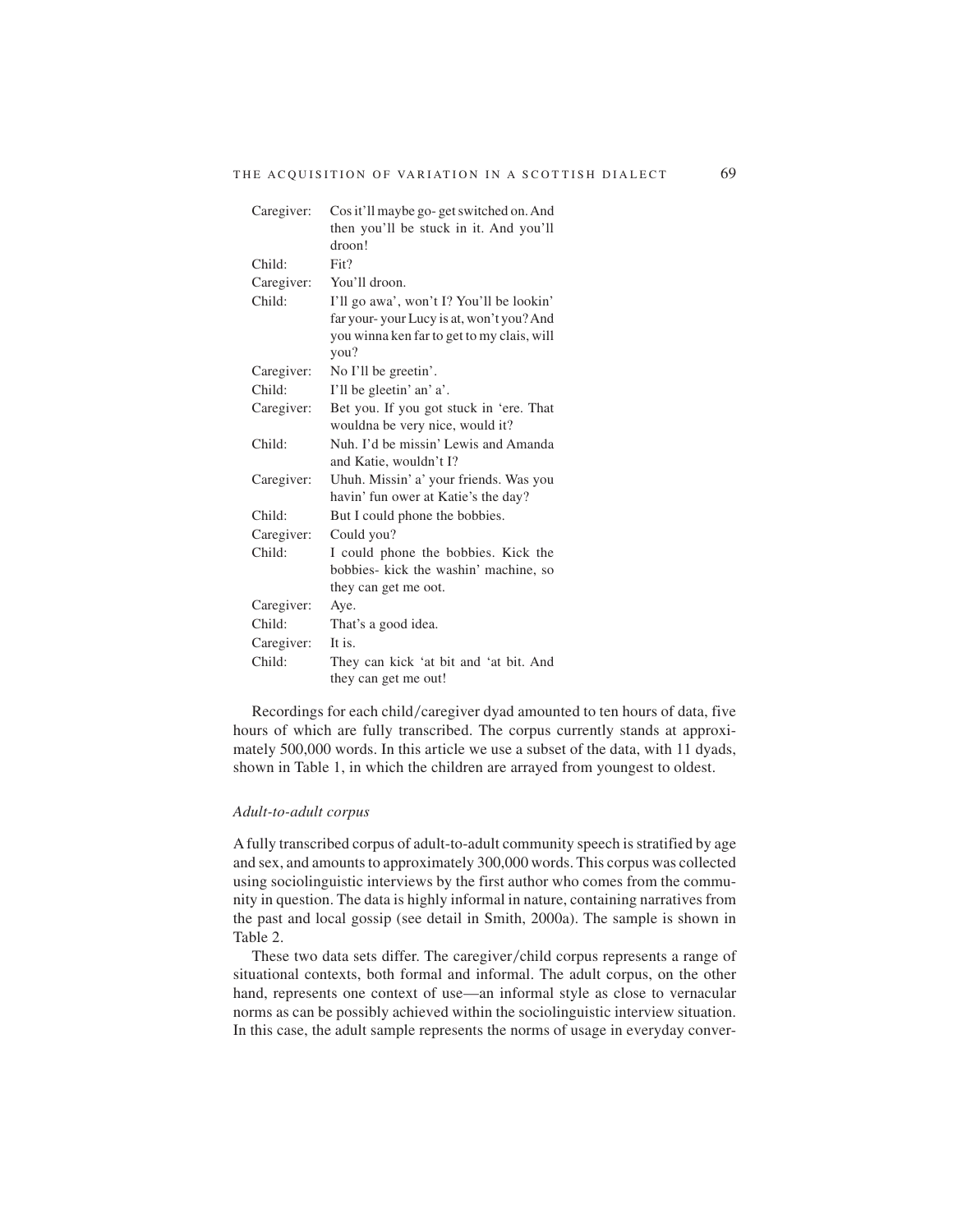| | |
|---|---|
| Caregiver: | Cos it'll maybe go- get switched on. And then you'll be stuck in it. And you'll droon! |
| Child: | Fit? |
| Caregiver: | You'll droon. |
| Child: | I'll go awa', won't I? You'll be lookin' far your- your Lucy is at, won't you? And you winna ken far to get to my clais, will you? |
| Caregiver: | No I'll be greetin'. |
| Child: | I'll be gleetin' an' a'. |
| Caregiver: | Bet you. If you got stuck in 'ere. That wouldna be very nice, would it? |
| Child: | Nuh. I'd be missin' Lewis and Amanda and Katie, wouldn't I? |
| Caregiver: | Uhuh. Missin' a' your friends. Was you havin' fun ower at Katie's the day? |
| Child: | But I could phone the bobbies. |
| Caregiver: | Could you? |
| Child: | I could phone the bobbies. Kick the bobbies- kick the washin' machine, so they can get me oot. |
| Caregiver: | Aye. |
| Child: | That's a good idea. |
| Caregiver: | It is. |
| Child: | They can kick 'at bit and 'at bit. And they can get me out! |

Recordings for each child/caregiver dyad amounted to ten hours of data, five hours of which are fully transcribed. The corpus currently stands at approximately 500,000 words. In this article we use a subset of the data, with 11 dyads, shown in Table 1, in which the children are arrayed from youngest to oldest.

*Adult-to-adult corpus*

A fully transcribed corpus of adult-to-adult community speech is stratified by age and sex, and amounts to approximately 300,000 words. This corpus was collected using sociolinguistic interviews by the first author who comes from the community in question. The data is highly informal in nature, containing narratives from the past and local gossip (see detail in Smith, 2000a). The sample is shown in Table 2.

These two data sets differ. The caregiver/child corpus represents a range of situational contexts, both formal and informal. The adult corpus, on the other hand, represents one context of use—an informal style as close to vernacular norms as can be possibly achieved within the sociolinguistic interview situation. In this case, the adult sample represents the norms of usage in everyday conver-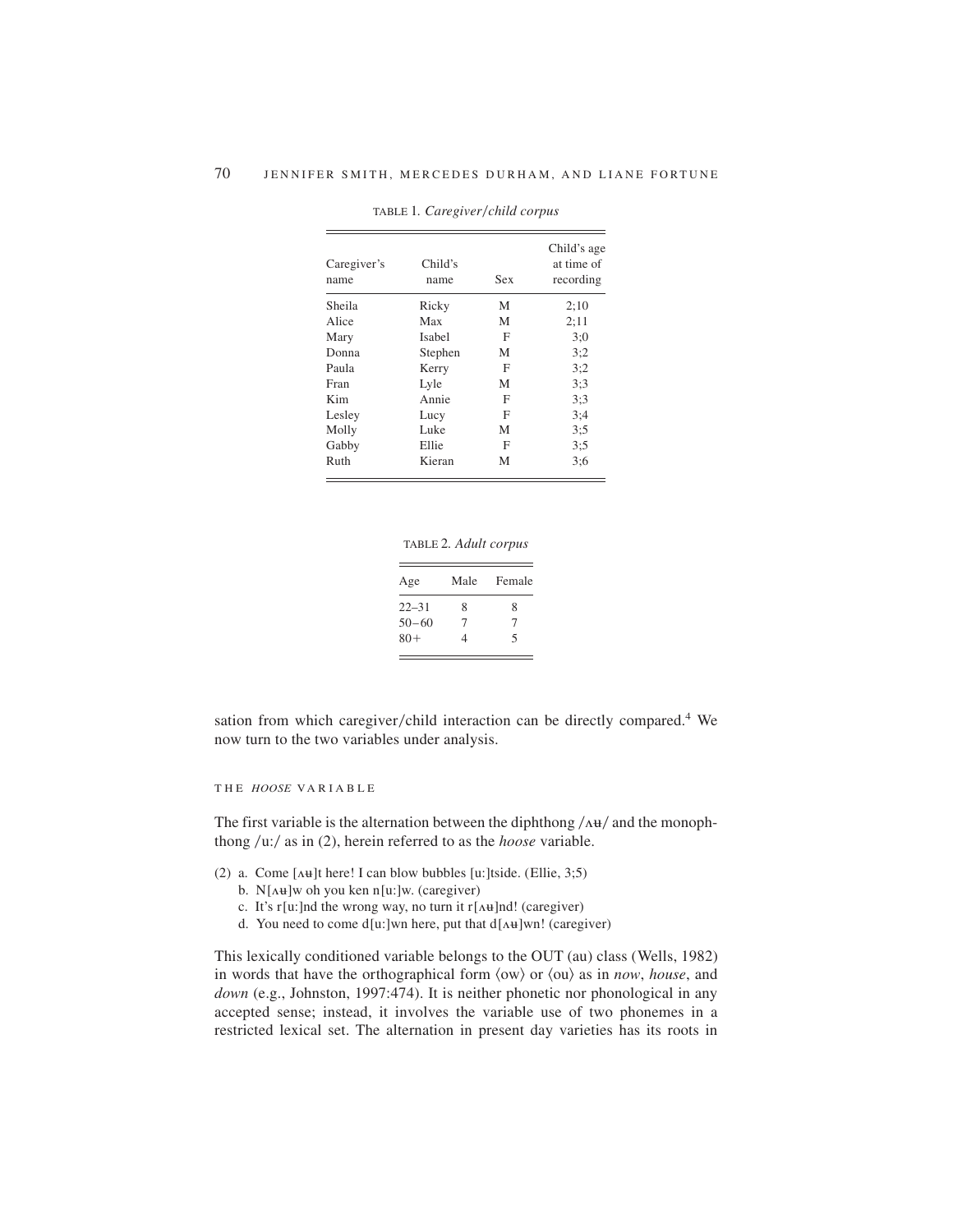TABLE 1. *Caregiver/child corpus*

| Caregiver's name | Child's name | Sex | Child's age at time of recording |
|---|---|---|---|
| Sheila | Ricky | M | 2;10 |
| Alice | Max | M | 2;11 |
| Mary | Isabel | F | 3;0 |
| Donna | Stephen | M | 3;2 |
| Paula | Kerry | F | 3;2 |
| Fran | Lyle | M | 3;3 |
| Kim | Annie | F | 3;3 |
| Lesley | Lucy | F | 3;4 |
| Molly | Luke | M | 3;5 |
| Gabby | Ellie | F | 3;5 |
| Ruth | Kieran | M | 3;6 |

TABLE 2. *Adult corpus*

| Age | Male | Female |
|---|---|---|
| 22–31 | 8 | 8 |
| 50–60 | 7 | 7 |
| 80+ | 4 | 5 |

sation from which caregiver/child interaction can be directly compared.[4] We now turn to the two variables under analysis.

## THE *HOOSE* VARIABLE

The first variable is the alternation between the diphthong /ʌʉ/ and the monophthong /u:/ as in (2), herein referred to as the *hoose* variable.

(2) a. Come [ʌʉ]t here! I can blow bubbles [u:]tside. (Ellie, 3;5)
  b. N[ʌʉ]w oh you ken n[u:]w. (caregiver)
  c. It's r[u:]nd the wrong way, no turn it r[ʌʉ]nd! (caregiver)
  d. You need to come d[u:]wn here, put that d[ʌʉ]wn! (caregiver)

This lexically conditioned variable belongs to the OUT (au) class (Wells, 1982) in words that have the orthographical form ⟨ow⟩ or ⟨ou⟩ as in *now*, *house*, and *down* (e.g., Johnston, 1997:474). It is neither phonetic nor phonological in any accepted sense; instead, it involves the variable use of two phonemes in a restricted lexical set. The alternation in present day varieties has its roots in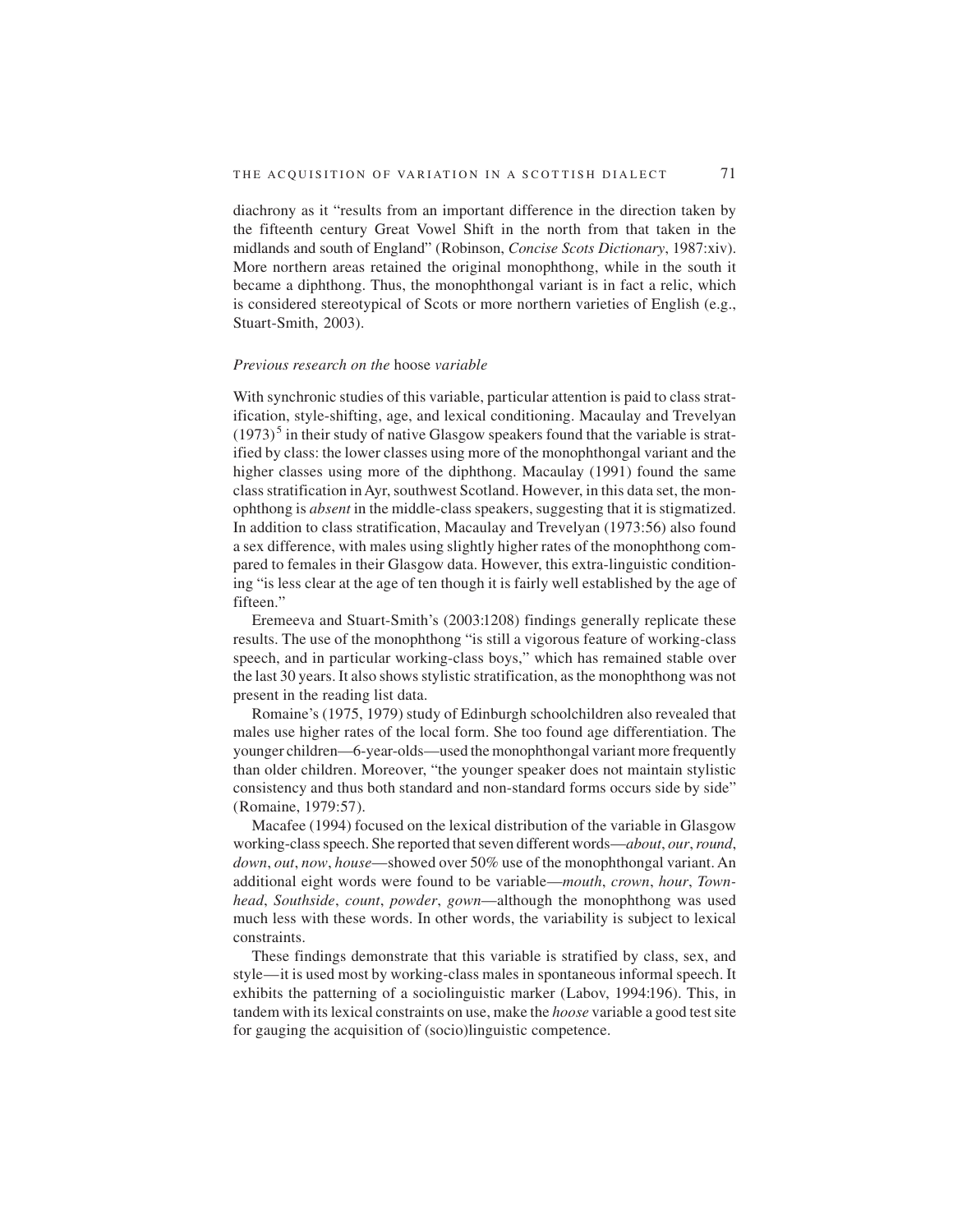diachrony as it "results from an important difference in the direction taken by the fifteenth century Great Vowel Shift in the north from that taken in the midlands and south of England" (Robinson, *Concise Scots Dictionary*, 1987:xiv). More northern areas retained the original monophthong, while in the south it became a diphthong. Thus, the monophthongal variant is in fact a relic, which is considered stereotypical of Scots or more northern varieties of English (e.g., Stuart-Smith, 2003).

### *Previous research on the* hoose *variable*

With synchronic studies of this variable, particular attention is paid to class stratification, style-shifting, age, and lexical conditioning. Macaulay and Trevelyan (1973)[5] in their study of native Glasgow speakers found that the variable is stratified by class: the lower classes using more of the monophthongal variant and the higher classes using more of the diphthong. Macaulay (1991) found the same class stratification in Ayr, southwest Scotland. However, in this data set, the monophthong is *absent* in the middle-class speakers, suggesting that it is stigmatized. In addition to class stratification, Macaulay and Trevelyan (1973:56) also found a sex difference, with males using slightly higher rates of the monophthong compared to females in their Glasgow data. However, this extra-linguistic conditioning "is less clear at the age of ten though it is fairly well established by the age of fifteen."

Eremeeva and Stuart-Smith's (2003:1208) findings generally replicate these results. The use of the monophthong "is still a vigorous feature of working-class speech, and in particular working-class boys," which has remained stable over the last 30 years. It also shows stylistic stratification, as the monophthong was not present in the reading list data.

Romaine's (1975, 1979) study of Edinburgh schoolchildren also revealed that males use higher rates of the local form. She too found age differentiation. The younger children—6-year-olds—used the monophthongal variant more frequently than older children. Moreover, "the younger speaker does not maintain stylistic consistency and thus both standard and non-standard forms occurs side by side" (Romaine, 1979:57).

Macafee (1994) focused on the lexical distribution of the variable in Glasgow working-class speech. She reported that seven different words—*about*, *our*, *round*, *down*, *out*, *now*, *house*—showed over 50% use of the monophthongal variant. An additional eight words were found to be variable—*mouth*, *crown*, *hour*, *Townhead*, *Southside*, *count*, *powder*, *gown*—although the monophthong was used much less with these words. In other words, the variability is subject to lexical constraints.

These findings demonstrate that this variable is stratified by class, sex, and style—it is used most by working-class males in spontaneous informal speech. It exhibits the patterning of a sociolinguistic marker (Labov, 1994:196). This, in tandem with its lexical constraints on use, make the *hoose* variable a good test site for gauging the acquisition of (socio)linguistic competence.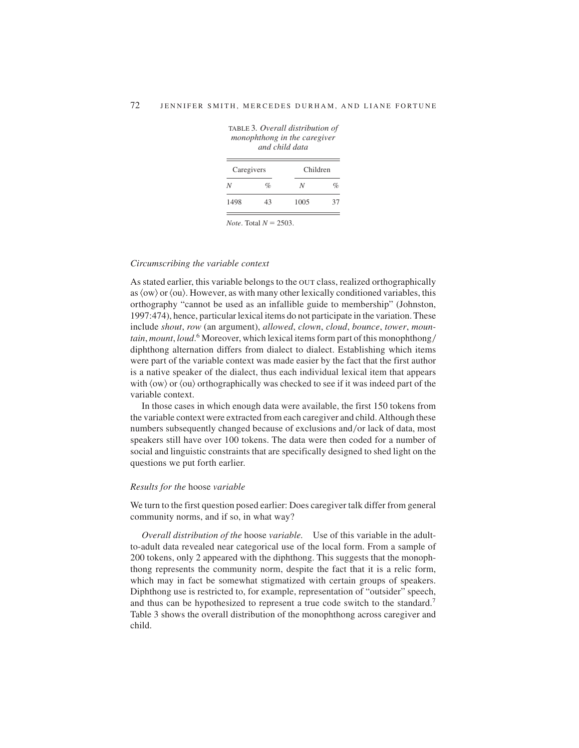TABLE 3. *Overall distribution of monophthong in the caregiver and child data*

| Caregivers | | Children | |
|---|---|---|---|
| *N* | % | *N* | % |
| 1498 | 43 | 1005 | 37 |

*Note*. Total $N = 2503$.

### *Circumscribing the variable context*

As stated earlier, this variable belongs to the OUT class, realized orthographically as ⟨ow⟩ or ⟨ou⟩. However, as with many other lexically conditioned variables, this orthography "cannot be used as an infallible guide to membership" (Johnston, 1997:474), hence, particular lexical items do not participate in the variation. These include *shout*, *row* (an argument), *allowed*, *clown*, *cloud*, *bounce*, *tower*, *mountain*, *mount*, *loud*.[6] Moreover, which lexical items form part of this monophthong/diphthong alternation differs from dialect to dialect. Establishing which items were part of the variable context was made easier by the fact that the first author is a native speaker of the dialect, thus each individual lexical item that appears with ⟨ow⟩ or ⟨ou⟩ orthographically was checked to see if it was indeed part of the variable context.

In those cases in which enough data were available, the first 150 tokens from the variable context were extracted from each caregiver and child. Although these numbers subsequently changed because of exclusions and/or lack of data, most speakers still have over 100 tokens. The data were then coded for a number of social and linguistic constraints that are specifically designed to shed light on the questions we put forth earlier.

### *Results for the* hoose *variable*

We turn to the first question posed earlier: Does caregiver talk differ from general community norms, and if so, in what way?

*Overall distribution of the* hoose *variable.* Use of this variable in the adult-to-adult data revealed near categorical use of the local form. From a sample of 200 tokens, only 2 appeared with the diphthong. This suggests that the monophthong represents the community norm, despite the fact that it is a relic form, which may in fact be somewhat stigmatized with certain groups of speakers. Diphthong use is restricted to, for example, representation of "outsider" speech, and thus can be hypothesized to represent a true code switch to the standard.[7] Table 3 shows the overall distribution of the monophthong across caregiver and child.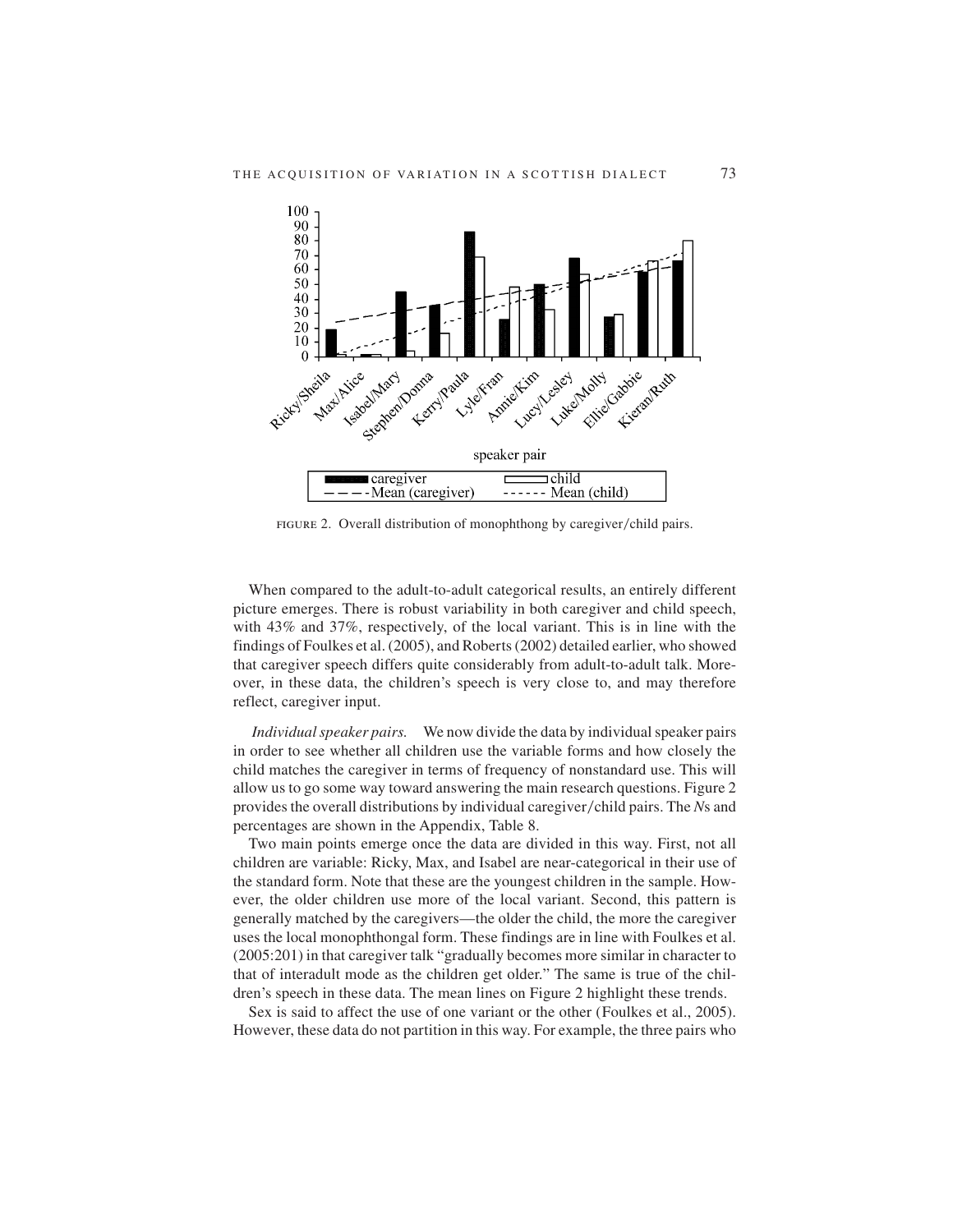FIGURE 2. Overall distribution of monophthong by caregiver/child pairs.

When compared to the adult-to-adult categorical results, an entirely different picture emerges. There is robust variability in both caregiver and child speech, with 43% and 37%, respectively, of the local variant. This is in line with the findings of Foulkes et al. (2005), and Roberts (2002) detailed earlier, who showed that caregiver speech differs quite considerably from adult-to-adult talk. Moreover, in these data, the children's speech is very close to, and may therefore reflect, caregiver input.

*Individual speaker pairs.* We now divide the data by individual speaker pairs in order to see whether all children use the variable forms and how closely the child matches the caregiver in terms of frequency of nonstandard use. This will allow us to go some way toward answering the main research questions. Figure 2 provides the overall distributions by individual caregiver/child pairs. The *N*s and percentages are shown in the Appendix, Table 8.

Two main points emerge once the data are divided in this way. First, not all children are variable: Ricky, Max, and Isabel are near-categorical in their use of the standard form. Note that these are the youngest children in the sample. However, the older children use more of the local variant. Second, this pattern is generally matched by the caregivers—the older the child, the more the caregiver uses the local monophthongal form. These findings are in line with Foulkes et al. (2005:201) in that caregiver talk "gradually becomes more similar in character to that of interadult mode as the children get older." The same is true of the children's speech in these data. The mean lines on Figure 2 highlight these trends.

Sex is said to affect the use of one variant or the other (Foulkes et al., 2005). However, these data do not partition in this way. For example, the three pairs who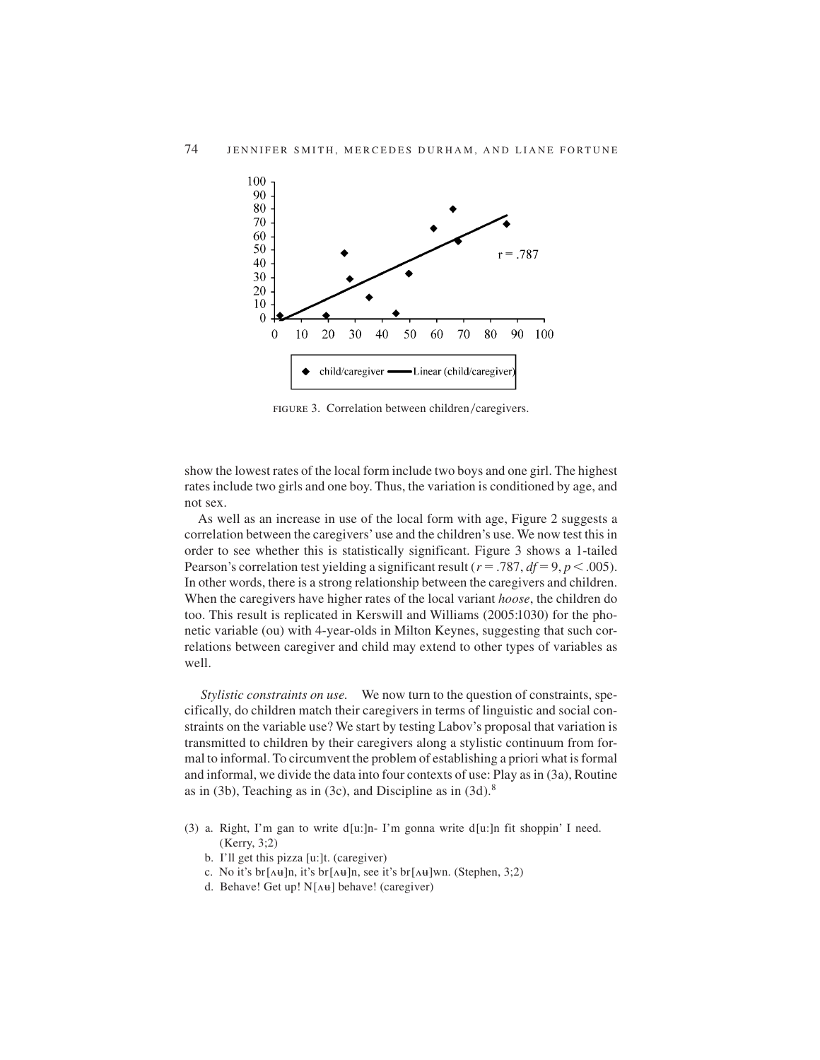FIGURE 3. Correlation between children/caregivers.

show the lowest rates of the local form include two boys and one girl. The highest rates include two girls and one boy. Thus, the variation is conditioned by age, and not sex.

As well as an increase in use of the local form with age, Figure 2 suggests a correlation between the caregivers' use and the children's use. We now test this in order to see whether this is statistically significant. Figure 3 shows a 1-tailed Pearson's correlation test yielding a significant result ($r = .787$, $df = 9$, $p < .005$). In other words, there is a strong relationship between the caregivers and children. When the caregivers have higher rates of the local variant *hoose*, the children do too. This result is replicated in Kerswill and Williams (2005:1030) for the phonetic variable (ou) with 4-year-olds in Milton Keynes, suggesting that such correlations between caregiver and child may extend to other types of variables as well.

*Stylistic constraints on use.* We now turn to the question of constraints, specifically, do children match their caregivers in terms of linguistic and social constraints on the variable use? We start by testing Labov's proposal that variation is transmitted to children by their caregivers along a stylistic continuum from formal to informal. To circumvent the problem of establishing a priori what is formal and informal, we divide the data into four contexts of use: Play as in (3a), Routine as in (3b), Teaching as in (3c), and Discipline as in (3d).[8]

(3) a. Right, I'm gan to write d[u:]n- I'm gonna write d[u:]n fit shoppin' I need. (Kerry, 3;2)
  b. I'll get this pizza [u:]t. (caregiver)
  c. No it's br[ʌʉ]n, it's br[ʌʉ]n, see it's br[ʌʉ]wn. (Stephen, 3;2)
  d. Behave! Get up! N[ʌʉ] behave! (caregiver)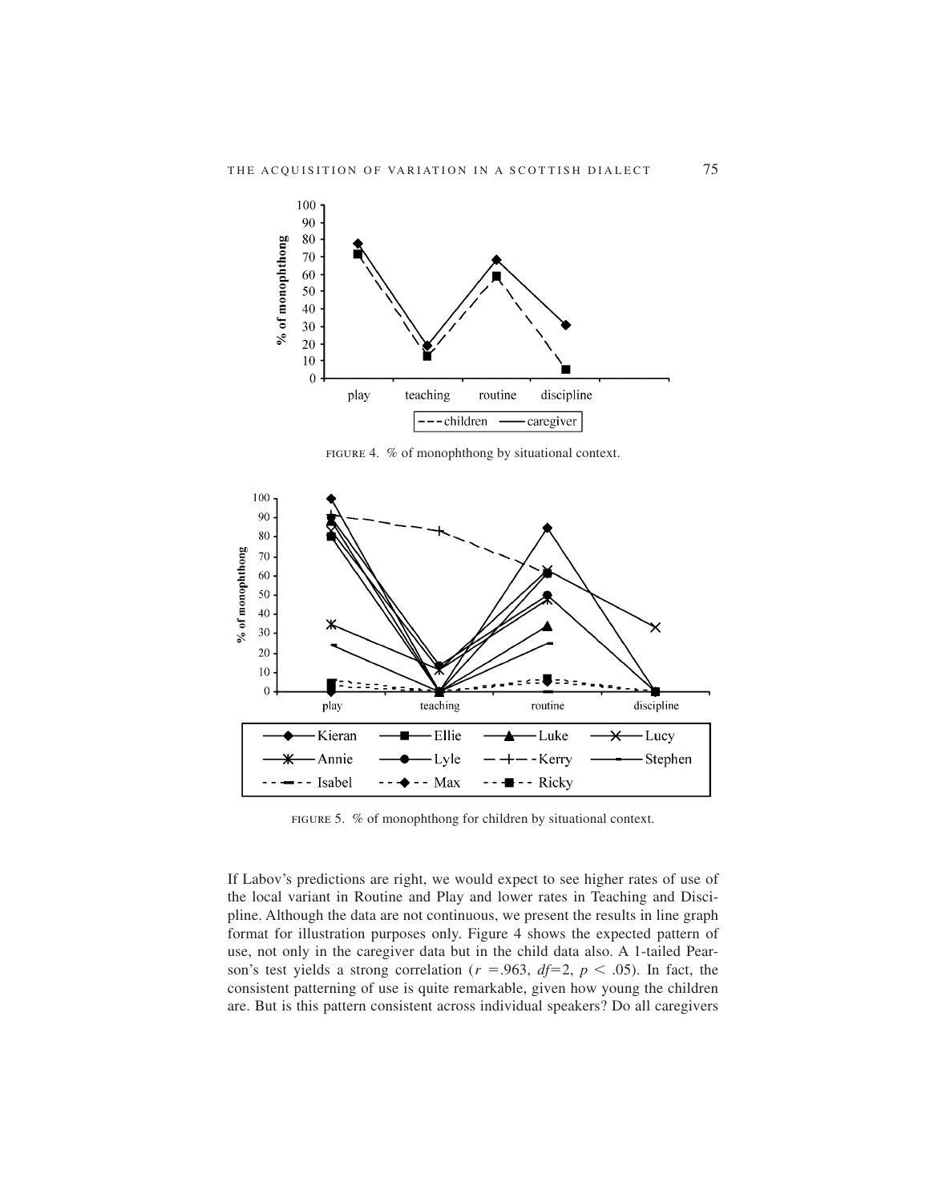FIGURE 4. % of monophthong by situational context.

FIGURE 5. % of monophthong for children by situational context.

If Labov's predictions are right, we would expect to see higher rates of use of the local variant in Routine and Play and lower rates in Teaching and Discipline. Although the data are not continuous, we present the results in line graph format for illustration purposes only. Figure 4 shows the expected pattern of use, not only in the caregiver data but in the child data also. A 1-tailed Pearson's test yields a strong correlation ($r$ =.963, $df$=2, $p < .05$). In fact, the consistent patterning of use is quite remarkable, given how young the children are. But is this pattern consistent across individual speakers? Do all caregivers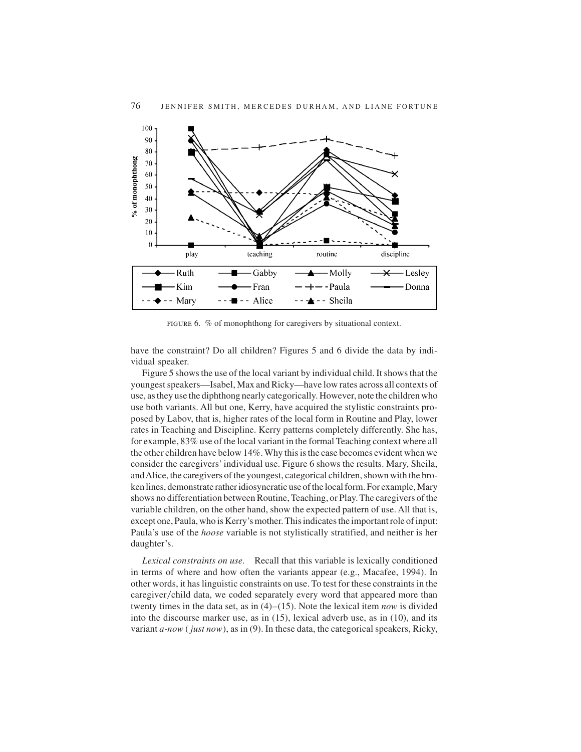FIGURE 6. % of monophthong for caregivers by situational context.

have the constraint? Do all children? Figures 5 and 6 divide the data by individual speaker.

Figure 5 shows the use of the local variant by individual child. It shows that the youngest speakers—Isabel, Max and Ricky—have low rates across all contexts of use, as they use the diphthong nearly categorically. However, note the children who use both variants. All but one, Kerry, have acquired the stylistic constraints proposed by Labov, that is, higher rates of the local form in Routine and Play, lower rates in Teaching and Discipline. Kerry patterns completely differently. She has, for example, 83% use of the local variant in the formal Teaching context where all the other children have below 14%. Why this is the case becomes evident when we consider the caregivers' individual use. Figure 6 shows the results. Mary, Sheila, and Alice, the caregivers of the youngest, categorical children, shown with the broken lines, demonstrate rather idiosyncratic use of the local form. For example, Mary shows no differentiation between Routine, Teaching, or Play. The caregivers of the variable children, on the other hand, show the expected pattern of use. All that is, except one, Paula, who is Kerry's mother. This indicates the important role of input: Paula's use of the *hoose* variable is not stylistically stratified, and neither is her daughter's.

*Lexical constraints on use.* Recall that this variable is lexically conditioned in terms of where and how often the variants appear (e.g., Macafee, 1994). In other words, it has linguistic constraints on use. To test for these constraints in the caregiver/child data, we coded separately every word that appeared more than twenty times in the data set, as in (4)–(15). Note the lexical item *now* is divided into the discourse marker use, as in (15), lexical adverb use, as in (10), and its variant *a-now* (*just now*), as in (9). In these data, the categorical speakers, Ricky,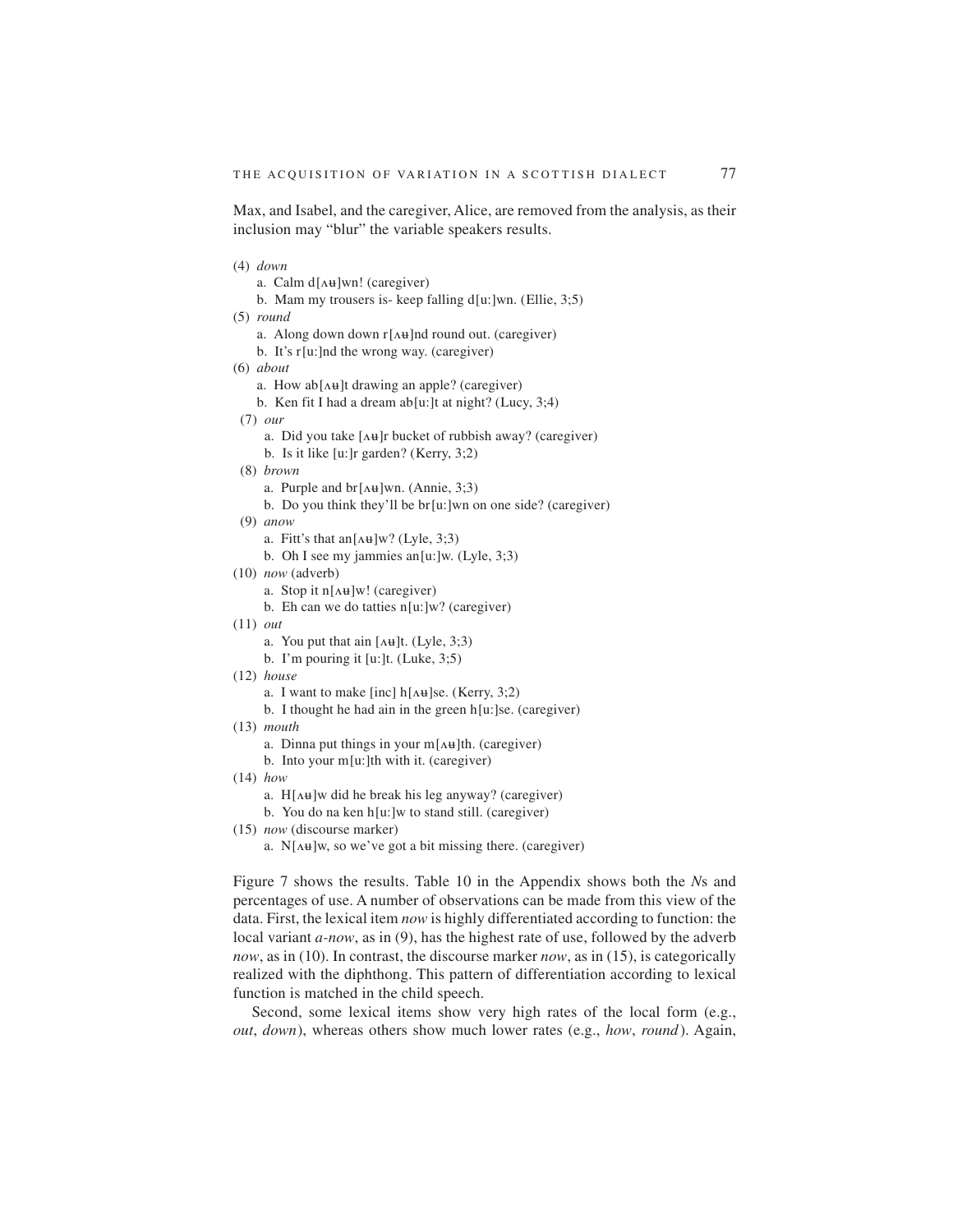Max, and Isabel, and the caregiver, Alice, are removed from the analysis, as their inclusion may "blur" the variable speakers results.

(4) *down*
   a. Calm d[ʌʉ]wn! (caregiver)
   b. Mam my trousers is- keep falling d[u:]wn. (Ellie, 3;5)

(5) *round*
   a. Along down down r[ʌʉ]nd round out. (caregiver)
   b. It's r[u:]nd the wrong way. (caregiver)

(6) *about*
   a. How ab[ʌʉ]t drawing an apple? (caregiver)
   b. Ken fit I had a dream ab[u:]t at night? (Lucy, 3;4)

(7) *our*
   a. Did you take [ʌʉ]r bucket of rubbish away? (caregiver)
   b. Is it like [u:]r garden? (Kerry, 3;2)

(8) *brown*
   a. Purple and br[ʌʉ]wn. (Annie, 3;3)
   b. Do you think they'll be br[u:]wn on one side? (caregiver)

(9) *anow*
   a. Fitt's that an[ʌʉ]w? (Lyle, 3;3)
   b. Oh I see my jammies an[u:]w. (Lyle, 3;3)

(10) *now* (adverb)
   a. Stop it n[ʌʉ]w! (caregiver)
   b. Eh can we do tatties n[u:]w? (caregiver)

(11) *out*
   a. You put that ain [ʌʉ]t. (Lyle, 3;3)
   b. I'm pouring it [u:]t. (Luke, 3;5)

(12) *house*
   a. I want to make [inc] h[ʌʉ]se. (Kerry, 3;2)
   b. I thought he had ain in the green h[u:]se. (caregiver)

(13) *mouth*
   a. Dinna put things in your m[ʌʉ]th. (caregiver)
   b. Into your m[u:]th with it. (caregiver)

(14) *how*
   a. H[ʌʉ]w did he break his leg anyway? (caregiver)
   b. You do na ken h[u:]w to stand still. (caregiver)

(15) *now* (discourse marker)
   a. N[ʌʉ]w, so we've got a bit missing there. (caregiver)

Figure 7 shows the results. Table 10 in the Appendix shows both the *N*s and percentages of use. A number of observations can be made from this view of the data. First, the lexical item *now* is highly differentiated according to function: the local variant *a-now*, as in (9), has the highest rate of use, followed by the adverb *now*, as in (10). In contrast, the discourse marker *now*, as in (15), is categorically realized with the diphthong. This pattern of differentiation according to lexical function is matched in the child speech.

Second, some lexical items show very high rates of the local form (e.g., *out*, *down*), whereas others show much lower rates (e.g., *how*, *round*). Again,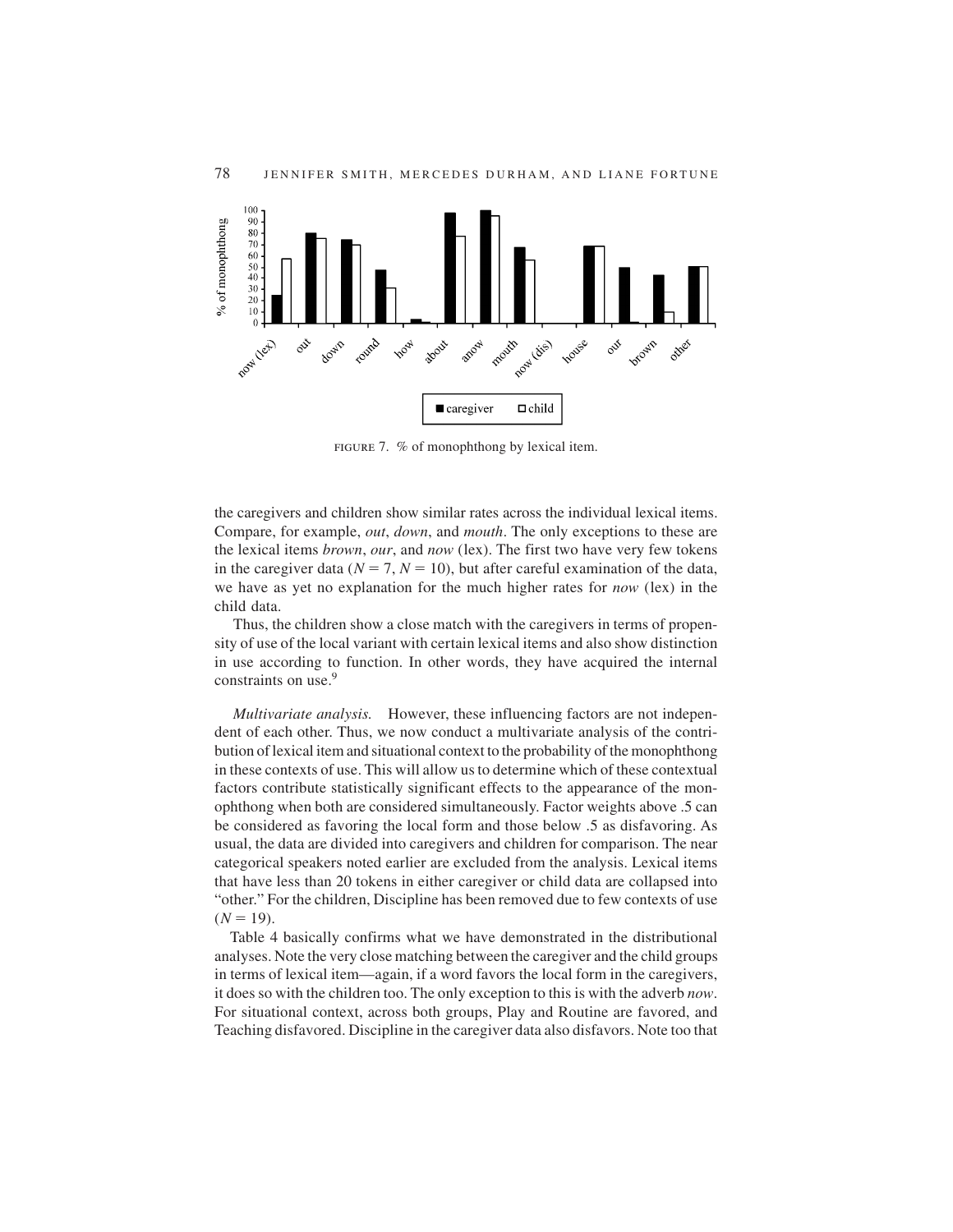FIGURE 7. % of monophthong by lexical item.

the caregivers and children show similar rates across the individual lexical items. Compare, for example, *out*, *down*, and *mouth*. The only exceptions to these are the lexical items *brown*, *our*, and *now* (lex). The first two have very few tokens in the caregiver data ($N = 7$, $N = 10$), but after careful examination of the data, we have as yet no explanation for the much higher rates for *now* (lex) in the child data.

Thus, the children show a close match with the caregivers in terms of propensity of use of the local variant with certain lexical items and also show distinction in use according to function. In other words, they have acquired the internal constraints on use.[9]

*Multivariate analysis.* However, these influencing factors are not independent of each other. Thus, we now conduct a multivariate analysis of the contribution of lexical item and situational context to the probability of the monophthong in these contexts of use. This will allow us to determine which of these contextual factors contribute statistically significant effects to the appearance of the monophthong when both are considered simultaneously. Factor weights above .5 can be considered as favoring the local form and those below .5 as disfavoring. As usual, the data are divided into caregivers and children for comparison. The near categorical speakers noted earlier are excluded from the analysis. Lexical items that have less than 20 tokens in either caregiver or child data are collapsed into "other." For the children, Discipline has been removed due to few contexts of use ($N = 19$).

Table 4 basically confirms what we have demonstrated in the distributional analyses. Note the very close matching between the caregiver and the child groups in terms of lexical item—again, if a word favors the local form in the caregivers, it does so with the children too. The only exception to this is with the adverb *now*. For situational context, across both groups, Play and Routine are favored, and Teaching disfavored. Discipline in the caregiver data also disfavors. Note too that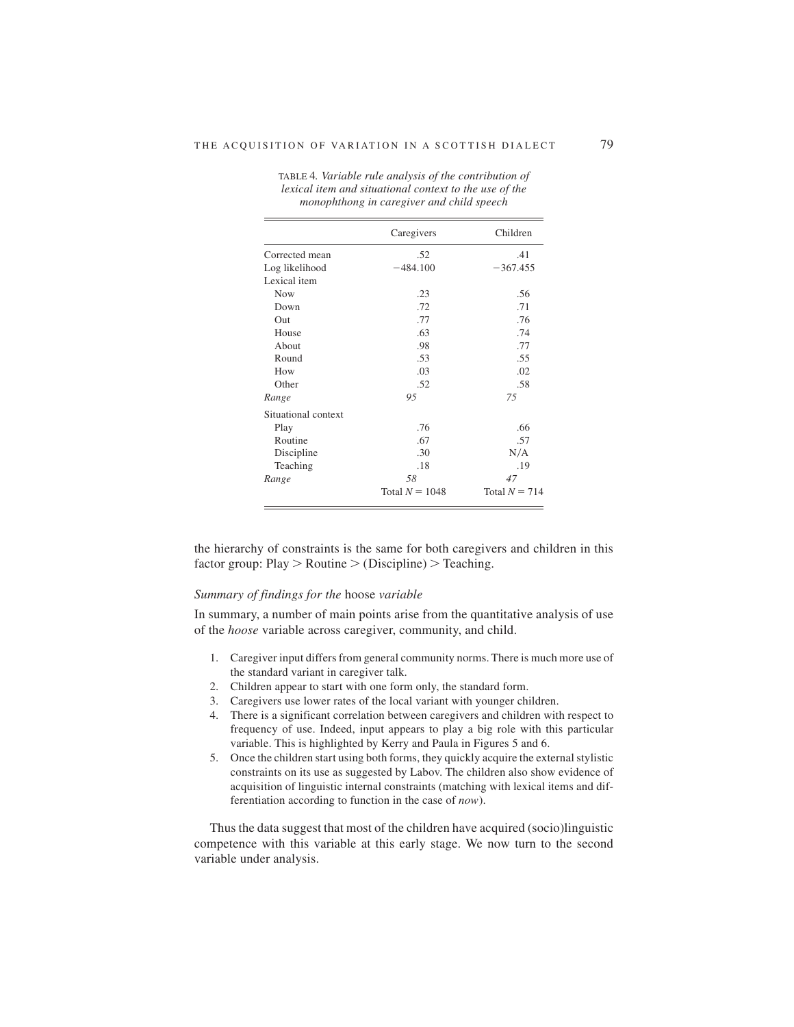TABLE 4. *Variable rule analysis of the contribution of lexical item and situational context to the use of the monophthong in caregiver and child speech*

| | Caregivers | Children |
|---|---|---|
| Corrected mean | .52 | .41 |
| Log likelihood | −484.100 | −367.455 |
| Lexical item | | |
| Now | .23 | .56 |
| Down | .72 | .71 |
| Out | .77 | .76 |
| House | .63 | .74 |
| About | .98 | .77 |
| Round | .53 | .55 |
| How | .03 | .02 |
| Other | .52 | .58 |
| *Range* | *95* | *75* |
| Situational context | | |
| Play | .76 | .66 |
| Routine | .67 | .57 |
| Discipline | .30 | N/A |
| Teaching | .18 | .19 |
| *Range* | *58* | *47* |
| | Total $N = 1048$ | Total $N = 714$ |

the hierarchy of constraints is the same for both caregivers and children in this factor group: Play > Routine > (Discipline) > Teaching.

### *Summary of findings for the* hoose *variable*

In summary, a number of main points arise from the quantitative analysis of use of the *hoose* variable across caregiver, community, and child.

1. Caregiver input differs from general community norms. There is much more use of the standard variant in caregiver talk.
2. Children appear to start with one form only, the standard form.
3. Caregivers use lower rates of the local variant with younger children.
4. There is a significant correlation between caregivers and children with respect to frequency of use. Indeed, input appears to play a big role with this particular variable. This is highlighted by Kerry and Paula in Figures 5 and 6.
5. Once the children start using both forms, they quickly acquire the external stylistic constraints on its use as suggested by Labov. The children also show evidence of acquisition of linguistic internal constraints (matching with lexical items and differentiation according to function in the case of *now*).

Thus the data suggest that most of the children have acquired (socio)linguistic competence with this variable at this early stage. We now turn to the second variable under analysis.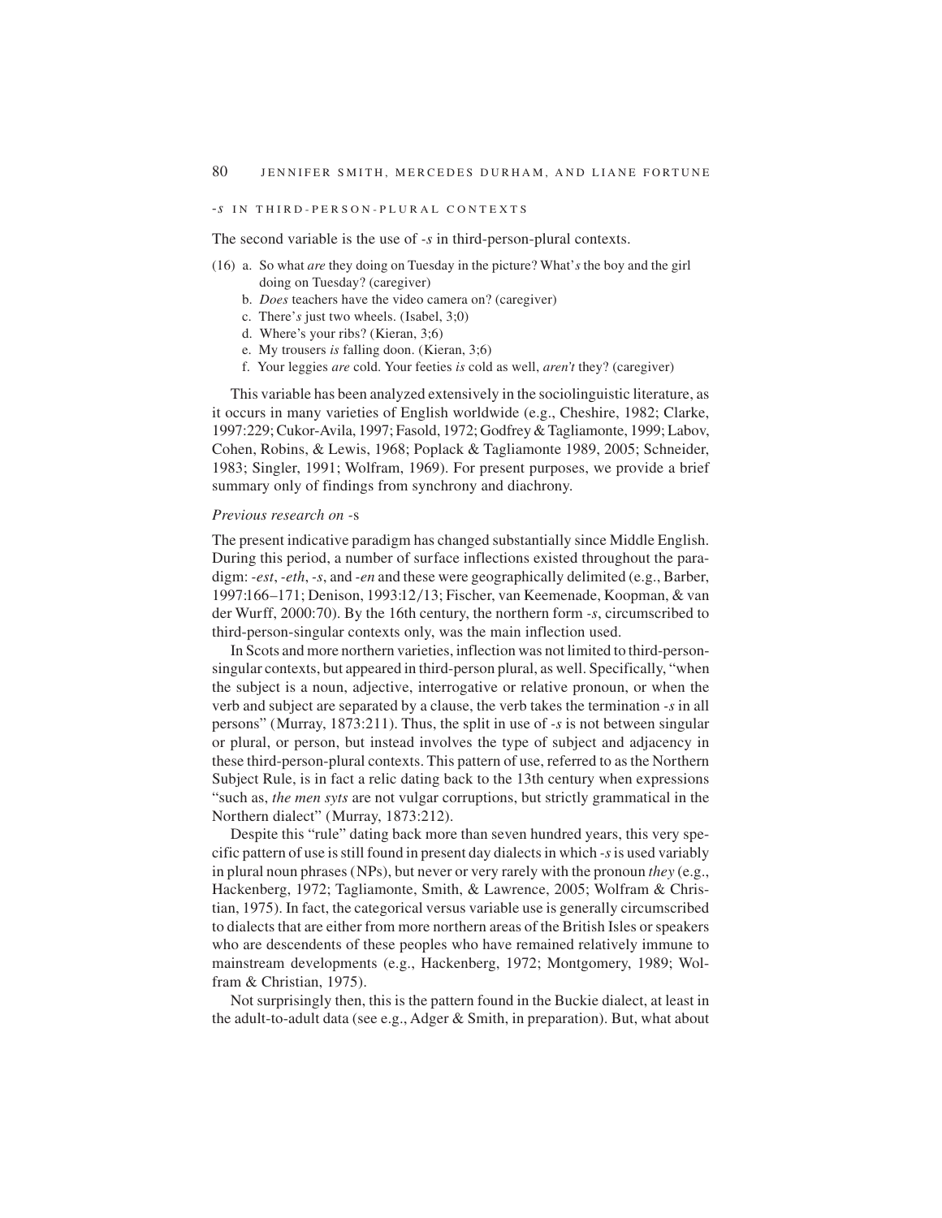### *-s* IN THIRD-PERSON-PLURAL CONTEXTS

The second variable is the use of *-s* in third-person-plural contexts.

(16) a. So what *are* they doing on Tuesday in the picture? What'*s* the boy and the girl doing on Tuesday? (caregiver)
   b. *Does* teachers have the video camera on? (caregiver)
   c. There'*s* just two wheels. (Isabel, 3;0)
   d. Where's your ribs? (Kieran, 3;6)
   e. My trousers *is* falling doon. (Kieran, 3;6)
   f. Your leggies *are* cold. Your feeties *is* cold as well, *aren't* they? (caregiver)

This variable has been analyzed extensively in the sociolinguistic literature, as it occurs in many varieties of English worldwide (e.g., Cheshire, 1982; Clarke, 1997:229; Cukor-Avila, 1997; Fasold, 1972; Godfrey & Tagliamonte, 1999; Labov, Cohen, Robins, & Lewis, 1968; Poplack & Tagliamonte 1989, 2005; Schneider, 1983; Singler, 1991; Wolfram, 1969). For present purposes, we provide a brief summary only of findings from synchrony and diachrony.

#### *Previous research on* -s

The present indicative paradigm has changed substantially since Middle English. During this period, a number of surface inflections existed throughout the paradigm: *-est*, *-eth*, *-s*, and *-en* and these were geographically delimited (e.g., Barber, 1997:166–171; Denison, 1993:12/13; Fischer, van Keemenade, Koopman, & van der Wurff, 2000:70). By the 16th century, the northern form *-s*, circumscribed to third-person-singular contexts only, was the main inflection used.

In Scots and more northern varieties, inflection was not limited to third-person-singular contexts, but appeared in third-person plural, as well. Specifically, "when the subject is a noun, adjective, interrogative or relative pronoun, or when the verb and subject are separated by a clause, the verb takes the termination *-s* in all persons" (Murray, 1873:211). Thus, the split in use of *-s* is not between singular or plural, or person, but instead involves the type of subject and adjacency in these third-person-plural contexts. This pattern of use, referred to as the Northern Subject Rule, is in fact a relic dating back to the 13th century when expressions "such as, *the men syts* are not vulgar corruptions, but strictly grammatical in the Northern dialect" (Murray, 1873:212).

Despite this "rule" dating back more than seven hundred years, this very specific pattern of use is still found in present day dialects in which *-s* is used variably in plural noun phrases (NPs), but never or very rarely with the pronoun *they* (e.g., Hackenberg, 1972; Tagliamonte, Smith, & Lawrence, 2005; Wolfram & Christian, 1975). In fact, the categorical versus variable use is generally circumscribed to dialects that are either from more northern areas of the British Isles or speakers who are descendents of these peoples who have remained relatively immune to mainstream developments (e.g., Hackenberg, 1972; Montgomery, 1989; Wolfram & Christian, 1975).

Not surprisingly then, this is the pattern found in the Buckie dialect, at least in the adult-to-adult data (see e.g., Adger & Smith, in preparation). But, what about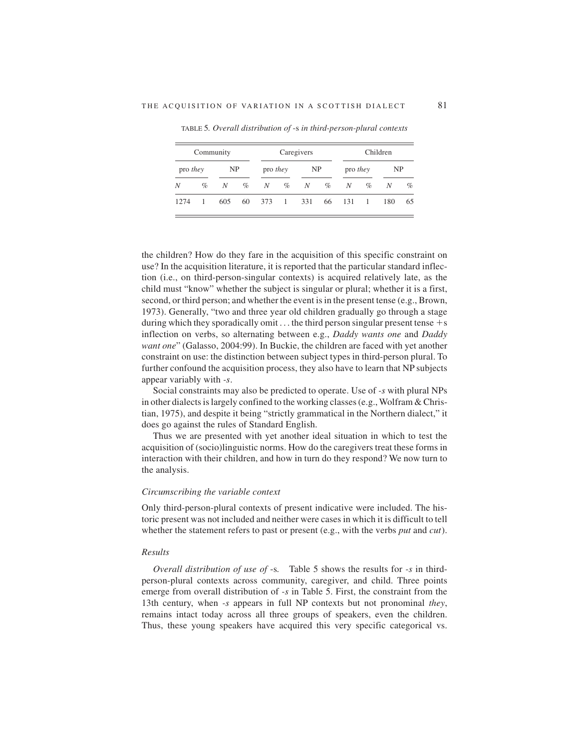TABLE 5. *Overall distribution of* -s *in third-person-plural contexts*

| Community | | | | Caregivers | | | | Children | | | |
|---|---|---|---|---|---|---|---|---|---|---|---|
| pro *they* | | NP | | pro *they* | | NP | | pro *they* | | NP | |
| *N* | % | *N* | % | *N* | % | *N* | % | *N* | % | *N* | % |
| 1274 | 1 | 605 | 60 | 373 | 1 | 331 | 66 | 131 | 1 | 180 | 65 |

the children? How do they fare in the acquisition of this specific constraint on use? In the acquisition literature, it is reported that the particular standard inflection (i.e., on third-person-singular contexts) is acquired relatively late, as the child must "know" whether the subject is singular or plural; whether it is a first, second, or third person; and whether the event is in the present tense (e.g., Brown, 1973). Generally, "two and three year old children gradually go through a stage during which they sporadically omit . . . the third person singular present tense +s inflection on verbs, so alternating between e.g., *Daddy wants one* and *Daddy want one*" (Galasso, 2004:99). In Buckie, the children are faced with yet another constraint on use: the distinction between subject types in third-person plural. To further confound the acquisition process, they also have to learn that NP subjects appear variably with *-s*.

Social constraints may also be predicted to operate. Use of *-s* with plural NPs in other dialects is largely confined to the working classes (e.g., Wolfram & Christian, 1975), and despite it being "strictly grammatical in the Northern dialect," it does go against the rules of Standard English.

Thus we are presented with yet another ideal situation in which to test the acquisition of (socio)linguistic norms. How do the caregivers treat these forms in interaction with their children, and how in turn do they respond? We now turn to the analysis.

### *Circumscribing the variable context*

Only third-person-plural contexts of present indicative were included. The historic present was not included and neither were cases in which it is difficult to tell whether the statement refers to past or present (e.g., with the verbs *put* and *cut*).

### *Results*

*Overall distribution of use of* -s. Table 5 shows the results for *-s* in third-person-plural contexts across community, caregiver, and child. Three points emerge from overall distribution of *-s* in Table 5. First, the constraint from the 13th century, when *-s* appears in full NP contexts but not pronominal *they*, remains intact today across all three groups of speakers, even the children. Thus, these young speakers have acquired this very specific categorical vs.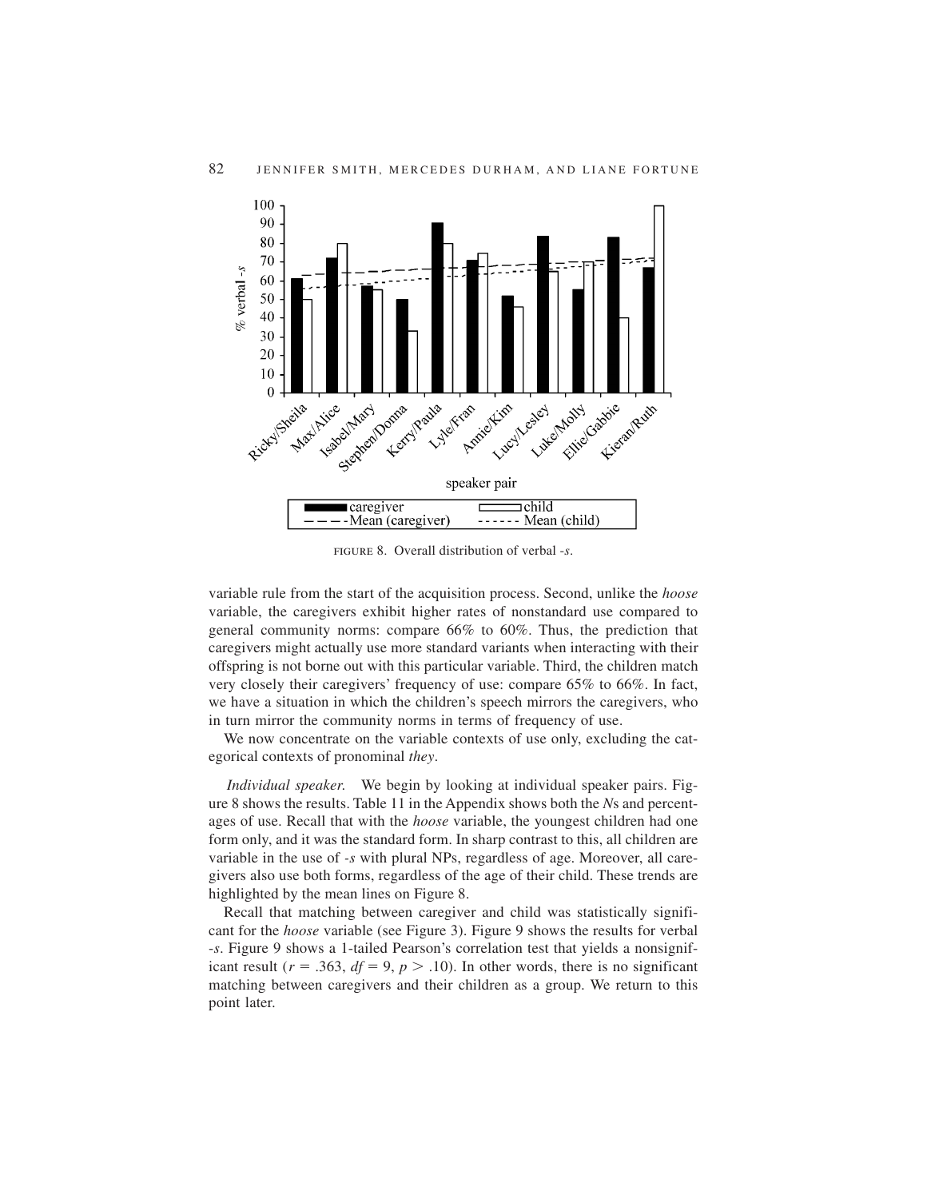FIGURE 8. Overall distribution of verbal *-s*.

variable rule from the start of the acquisition process. Second, unlike the *hoose* variable, the caregivers exhibit higher rates of nonstandard use compared to general community norms: compare 66% to 60%. Thus, the prediction that caregivers might actually use more standard variants when interacting with their offspring is not borne out with this particular variable. Third, the children match very closely their caregivers' frequency of use: compare 65% to 66%. In fact, we have a situation in which the children's speech mirrors the caregivers, who in turn mirror the community norms in terms of frequency of use.

We now concentrate on the variable contexts of use only, excluding the categorical contexts of pronominal *they*.

*Individual speaker.* We begin by looking at individual speaker pairs. Figure 8 shows the results. Table 11 in the Appendix shows both the *N*s and percentages of use. Recall that with the *hoose* variable, the youngest children had one form only, and it was the standard form. In sharp contrast to this, all children are variable in the use of *-s* with plural NPs, regardless of age. Moreover, all caregivers also use both forms, regardless of the age of their child. These trends are highlighted by the mean lines on Figure 8.

Recall that matching between caregiver and child was statistically significant for the *hoose* variable (see Figure 3). Figure 9 shows the results for verbal *-s*. Figure 9 shows a 1-tailed Pearson's correlation test that yields a nonsignificant result ($r = .363$, $df = 9$, $p > .10$). In other words, there is no significant matching between caregivers and their children as a group. We return to this point later.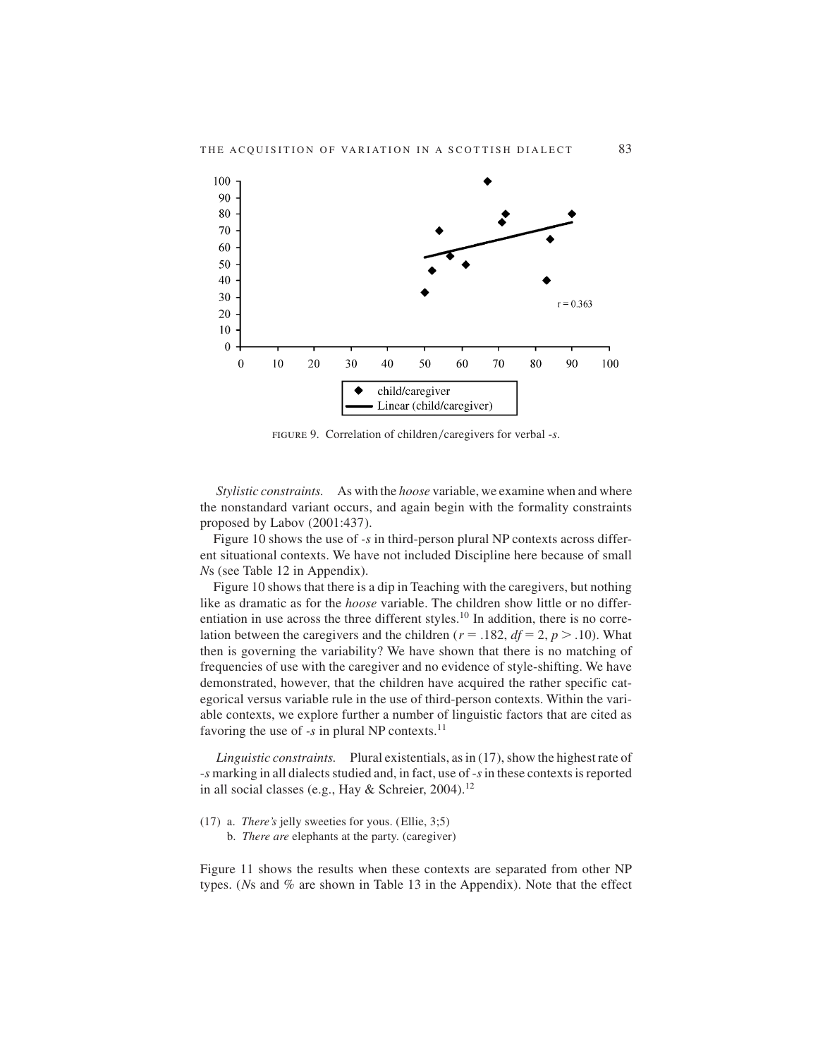FIGURE 9. Correlation of children/caregivers for verbal *-s*.

*Stylistic constraints.* As with the *hoose* variable, we examine when and where the nonstandard variant occurs, and again begin with the formality constraints proposed by Labov (2001:437).

Figure 10 shows the use of *-s* in third-person plural NP contexts across different situational contexts. We have not included Discipline here because of small *N*s (see Table 12 in Appendix).

Figure 10 shows that there is a dip in Teaching with the caregivers, but nothing like as dramatic as for the *hoose* variable. The children show little or no differentiation in use across the three different styles.[10] In addition, there is no correlation between the caregivers and the children ($r = .182$, $df = 2$, $p > .10$). What then is governing the variability? We have shown that there is no matching of frequencies of use with the caregiver and no evidence of style-shifting. We have demonstrated, however, that the children have acquired the rather specific categorical versus variable rule in the use of third-person contexts. Within the variable contexts, we explore further a number of linguistic factors that are cited as favoring the use of *-s* in plural NP contexts.[11]

*Linguistic constraints.* Plural existentials, as in (17), show the highest rate of *-s* marking in all dialects studied and, in fact, use of *-s* in these contexts is reported in all social classes (e.g., Hay & Schreier, 2004).[12]

(17) a. *There's* jelly sweeties for yous. (Ellie, 3;5)
  b. *There are* elephants at the party. (caregiver)

Figure 11 shows the results when these contexts are separated from other NP types. (*N*s and % are shown in Table 13 in the Appendix). Note that the effect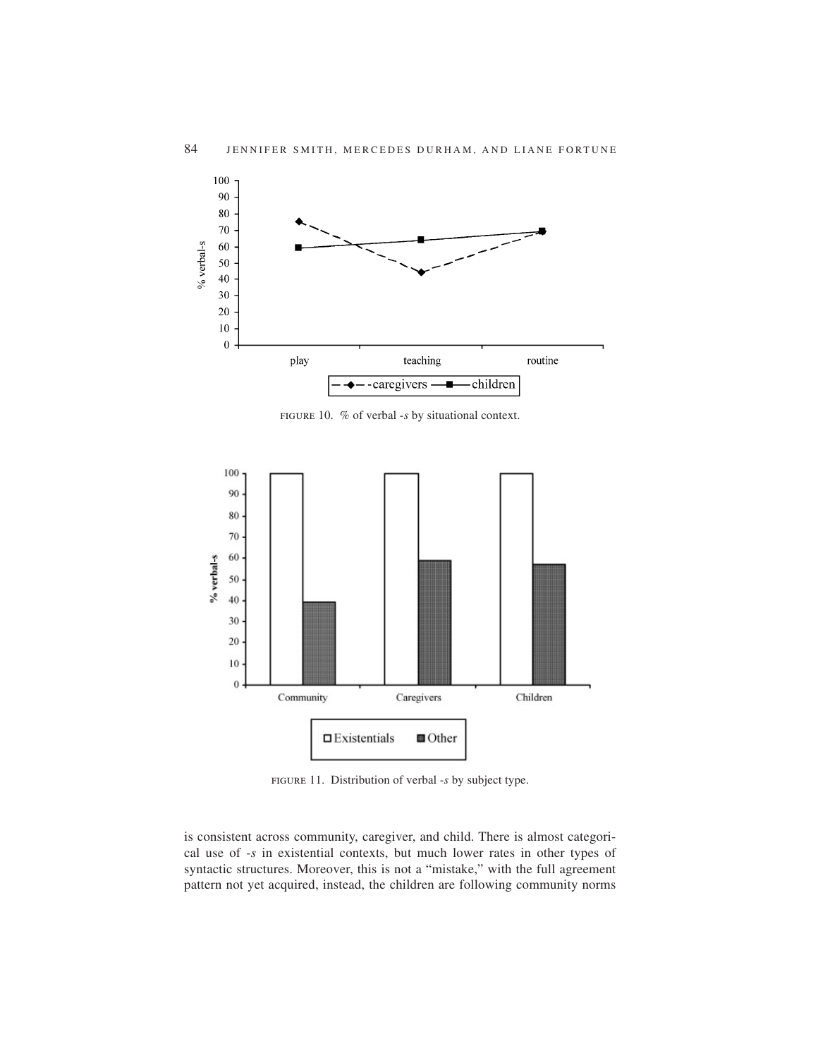FIGURE 10. % of verbal *-s* by situational context.

FIGURE 11. Distribution of verbal *-s* by subject type.

is consistent across community, caregiver, and child. There is almost categorical use of *-s* in existential contexts, but much lower rates in other types of syntactic structures. Moreover, this is not a "mistake," with the full agreement pattern not yet acquired, instead, the children are following community norms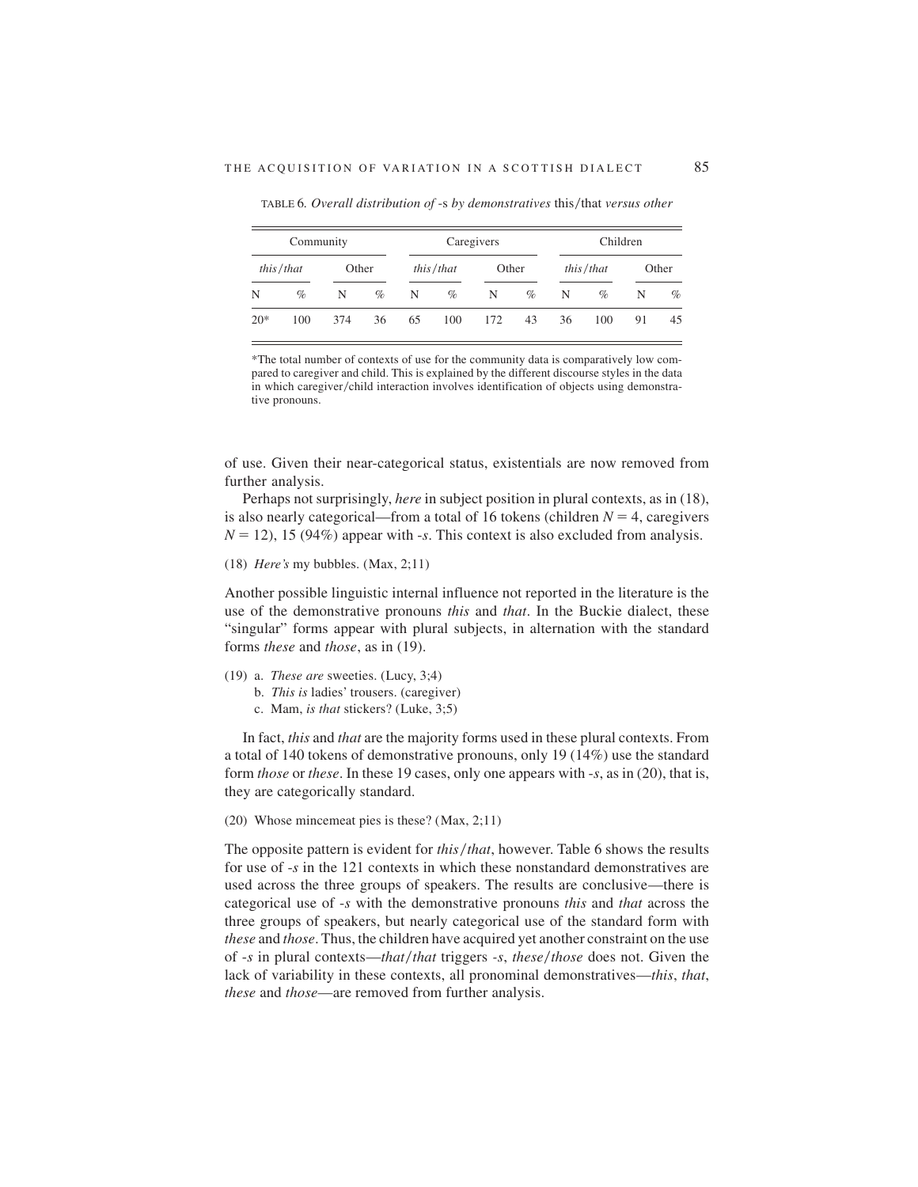TABLE 6. *Overall distribution of -s by demonstratives this/that versus other*

| Community | | | | Caregivers | | | | Children | | | |
|---|---|---|---|---|---|---|---|---|---|---|---|
| *this/that* | | Other | | *this/that* | | Other | | *this/that* | | Other | |
| N | % | N | % | N | % | N | % | N | % | N | % |
| 20* | 100 | 374 | 36 | 65 | 100 | 172 | 43 | 36 | 100 | 91 | 45 |

*The total number of contexts of use for the community data is comparatively low compared to caregiver and child. This is explained by the different discourse styles in the data in which caregiver/child interaction involves identification of objects using demonstrative pronouns.

of use. Given their near-categorical status, existentials are now removed from further analysis.

Perhaps not surprisingly, *here* in subject position in plural contexts, as in (18), is also nearly categorical—from a total of 16 tokens (children $N = 4$, caregivers $N = 12$), 15 (94%) appear with *-s*. This context is also excluded from analysis.

(18) *Here's* my bubbles. (Max, 2;11)

Another possible linguistic internal influence not reported in the literature is the use of the demonstrative pronouns *this* and *that*. In the Buckie dialect, these "singular" forms appear with plural subjects, in alternation with the standard forms *these* and *those*, as in (19).

(19) a. *These are* sweeties. (Lucy, 3;4)
b. *This is* ladies' trousers. (caregiver)
c. Mam, *is that* stickers? (Luke, 3;5)

In fact, *this* and *that* are the majority forms used in these plural contexts. From a total of 140 tokens of demonstrative pronouns, only 19 (14%) use the standard form *those* or *these*. In these 19 cases, only one appears with *-s*, as in (20), that is, they are categorically standard.

(20) Whose mincemeat pies is these? (Max, 2;11)

The opposite pattern is evident for *this/that*, however. Table 6 shows the results for use of *-s* in the 121 contexts in which these nonstandard demonstratives are used across the three groups of speakers. The results are conclusive—there is categorical use of *-s* with the demonstrative pronouns *this* and *that* across the three groups of speakers, but nearly categorical use of the standard form with *these* and *those*. Thus, the children have acquired yet another constraint on the use of *-s* in plural contexts—*that/that* triggers *-s*, *these/those* does not. Given the lack of variability in these contexts, all pronominal demonstratives—*this*, *that*, *these* and *those*—are removed from further analysis.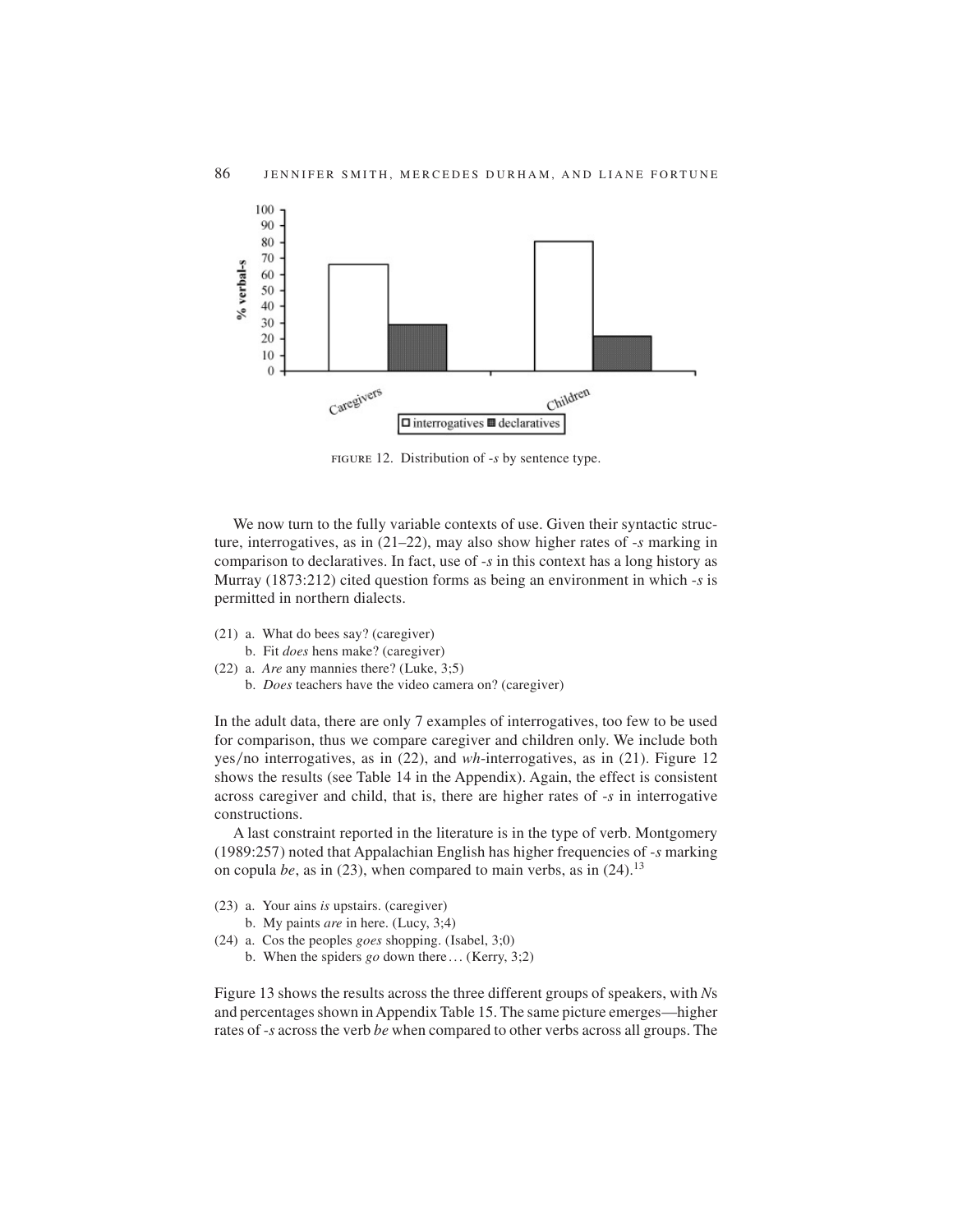FIGURE 12. Distribution of -*s* by sentence type.

We now turn to the fully variable contexts of use. Given their syntactic structure, interrogatives, as in (21–22), may also show higher rates of -*s* marking in comparison to declaratives. In fact, use of -*s* in this context has a long history as Murray (1873:212) cited question forms as being an environment in which -*s* is permitted in northern dialects.

(21) a. What do bees say? (caregiver)
 b. Fit *does* hens make? (caregiver)

(22) a. *Are* any mannies there? (Luke, 3;5)
 b. *Does* teachers have the video camera on? (caregiver)

In the adult data, there are only 7 examples of interrogatives, too few to be used for comparison, thus we compare caregiver and children only. We include both yes/no interrogatives, as in (22), and *wh*-interrogatives, as in (21). Figure 12 shows the results (see Table 14 in the Appendix). Again, the effect is consistent across caregiver and child, that is, there are higher rates of -*s* in interrogative constructions.

A last constraint reported in the literature is in the type of verb. Montgomery (1989:257) noted that Appalachian English has higher frequencies of -*s* marking on copula *be*, as in (23), when compared to main verbs, as in (24).[13]

(23) a. Your ains *is* upstairs. (caregiver)
 b. My paints *are* in here. (Lucy, 3;4)

(24) a. Cos the peoples *goes* shopping. (Isabel, 3;0)
 b. When the spiders *go* down there… (Kerry, 3;2)

Figure 13 shows the results across the three different groups of speakers, with *N*s and percentages shown in Appendix Table 15. The same picture emerges—higher rates of -*s* across the verb *be* when compared to other verbs across all groups. The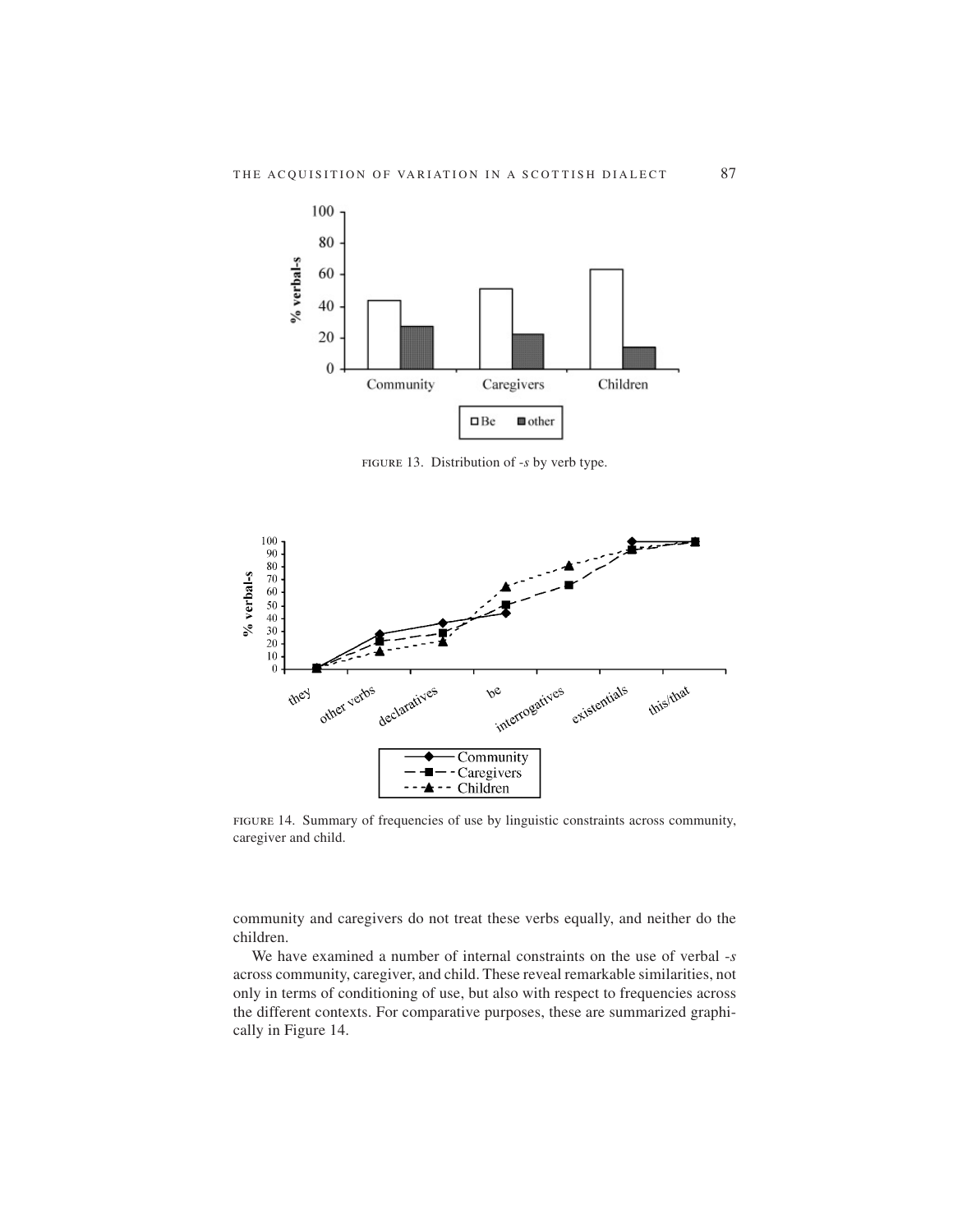FIGURE 13. Distribution of *-s* by verb type.

FIGURE 14. Summary of frequencies of use by linguistic constraints across community, caregiver and child.

community and caregivers do not treat these verbs equally, and neither do the children.

We have examined a number of internal constraints on the use of verbal *-s* across community, caregiver, and child. These reveal remarkable similarities, not only in terms of conditioning of use, but also with respect to frequencies across the different contexts. For comparative purposes, these are summarized graphically in Figure 14.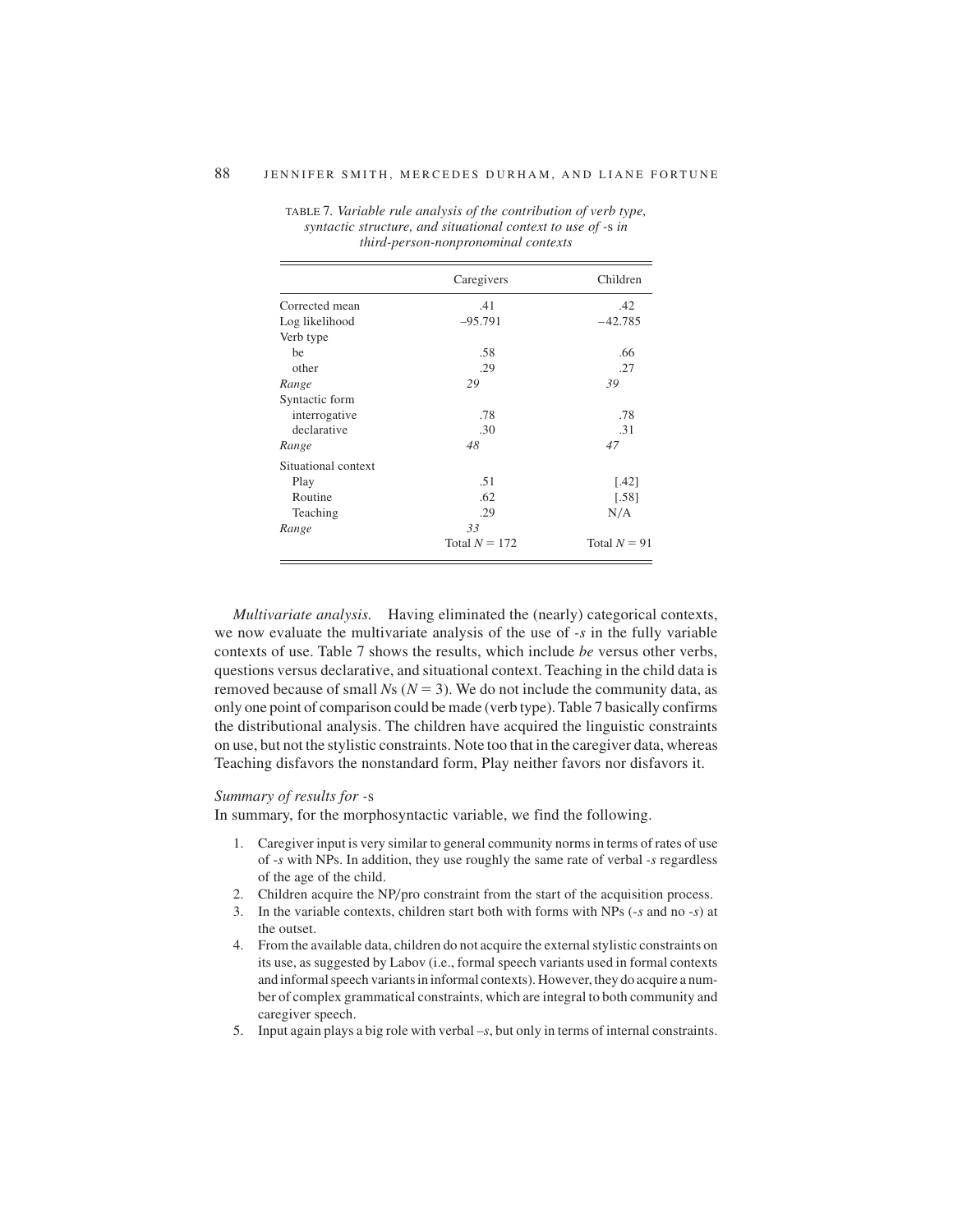TABLE 7. *Variable rule analysis of the contribution of verb type, syntactic structure, and situational context to use of* -s *in third-person-nonpronominal contexts*

| | Caregivers | Children |
|---|---|---|
| Corrected mean | .41 | .42 |
| Log likelihood | −95.791 | −42.785 |
| Verb type | | |
| be | .58 | .66 |
| other | .29 | .27 |
| *Range* | *29* | *39* |
| Syntactic form | | |
| interrogative | .78 | .78 |
| declarative | .30 | .31 |
| *Range* | *48* | *47* |
| Situational context | | |
| Play | .51 | [.42] |
| Routine | .62 | [.58] |
| Teaching | .29 | N/A |
| *Range* | *33* | |
| | Total $N = 172$ | Total $N = 91$ |

*Multivariate analysis.* Having eliminated the (nearly) categorical contexts, we now evaluate the multivariate analysis of the use of *-s* in the fully variable contexts of use. Table 7 shows the results, which include *be* versus other verbs, questions versus declarative, and situational context. Teaching in the child data is removed because of small *N*s ($N = 3$). We do not include the community data, as only one point of comparison could be made (verb type). Table 7 basically confirms the distributional analysis. The children have acquired the linguistic constraints on use, but not the stylistic constraints. Note too that in the caregiver data, whereas Teaching disfavors the nonstandard form, Play neither favors nor disfavors it.

*Summary of results for* -s

In summary, for the morphosyntactic variable, we find the following.

1. Caregiver input is very similar to general community norms in terms of rates of use of *-s* with NPs. In addition, they use roughly the same rate of verbal *-s* regardless of the age of the child.
2. Children acquire the NP/pro constraint from the start of the acquisition process.
3. In the variable contexts, children start both with forms with NPs (*-s* and no *-s*) at the outset.
4. From the available data, children do not acquire the external stylistic constraints on its use, as suggested by Labov (i.e., formal speech variants used in formal contexts and informal speech variants in informal contexts). However, they do acquire a number of complex grammatical constraints, which are integral to both community and caregiver speech.
5. Input again plays a big role with verbal *–s*, but only in terms of internal constraints.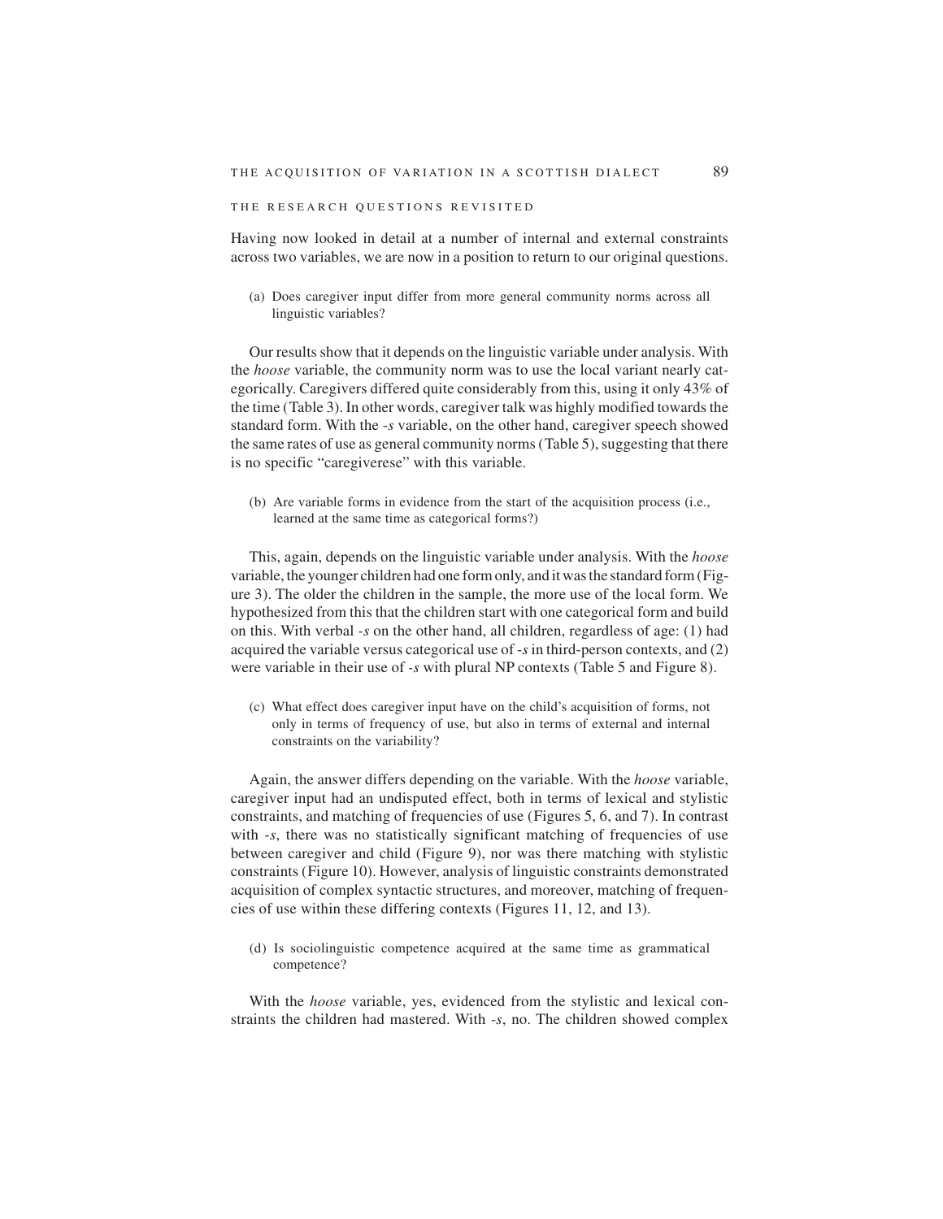## THE RESEARCH QUESTIONS REVISITED

Having now looked in detail at a number of internal and external constraints across two variables, we are now in a position to return to our original questions.

(a) Does caregiver input differ from more general community norms across all linguistic variables?

Our results show that it depends on the linguistic variable under analysis. With the *hoose* variable, the community norm was to use the local variant nearly categorically. Caregivers differed quite considerably from this, using it only 43% of the time (Table 3). In other words, caregiver talk was highly modified towards the standard form. With the *-s* variable, on the other hand, caregiver speech showed the same rates of use as general community norms (Table 5), suggesting that there is no specific "caregiverese" with this variable.

(b) Are variable forms in evidence from the start of the acquisition process (i.e., learned at the same time as categorical forms?)

This, again, depends on the linguistic variable under analysis. With the *hoose* variable, the younger children had one form only, and it was the standard form (Figure 3). The older the children in the sample, the more use of the local form. We hypothesized from this that the children start with one categorical form and build on this. With verbal *-s* on the other hand, all children, regardless of age: (1) had acquired the variable versus categorical use of *-s* in third-person contexts, and (2) were variable in their use of *-s* with plural NP contexts (Table 5 and Figure 8).

(c) What effect does caregiver input have on the child's acquisition of forms, not only in terms of frequency of use, but also in terms of external and internal constraints on the variability?

Again, the answer differs depending on the variable. With the *hoose* variable, caregiver input had an undisputed effect, both in terms of lexical and stylistic constraints, and matching of frequencies of use (Figures 5, 6, and 7). In contrast with *-s*, there was no statistically significant matching of frequencies of use between caregiver and child (Figure 9), nor was there matching with stylistic constraints (Figure 10). However, analysis of linguistic constraints demonstrated acquisition of complex syntactic structures, and moreover, matching of frequencies of use within these differing contexts (Figures 11, 12, and 13).

(d) Is sociolinguistic competence acquired at the same time as grammatical competence?

With the *hoose* variable, yes, evidenced from the stylistic and lexical constraints the children had mastered. With *-s*, no. The children showed complex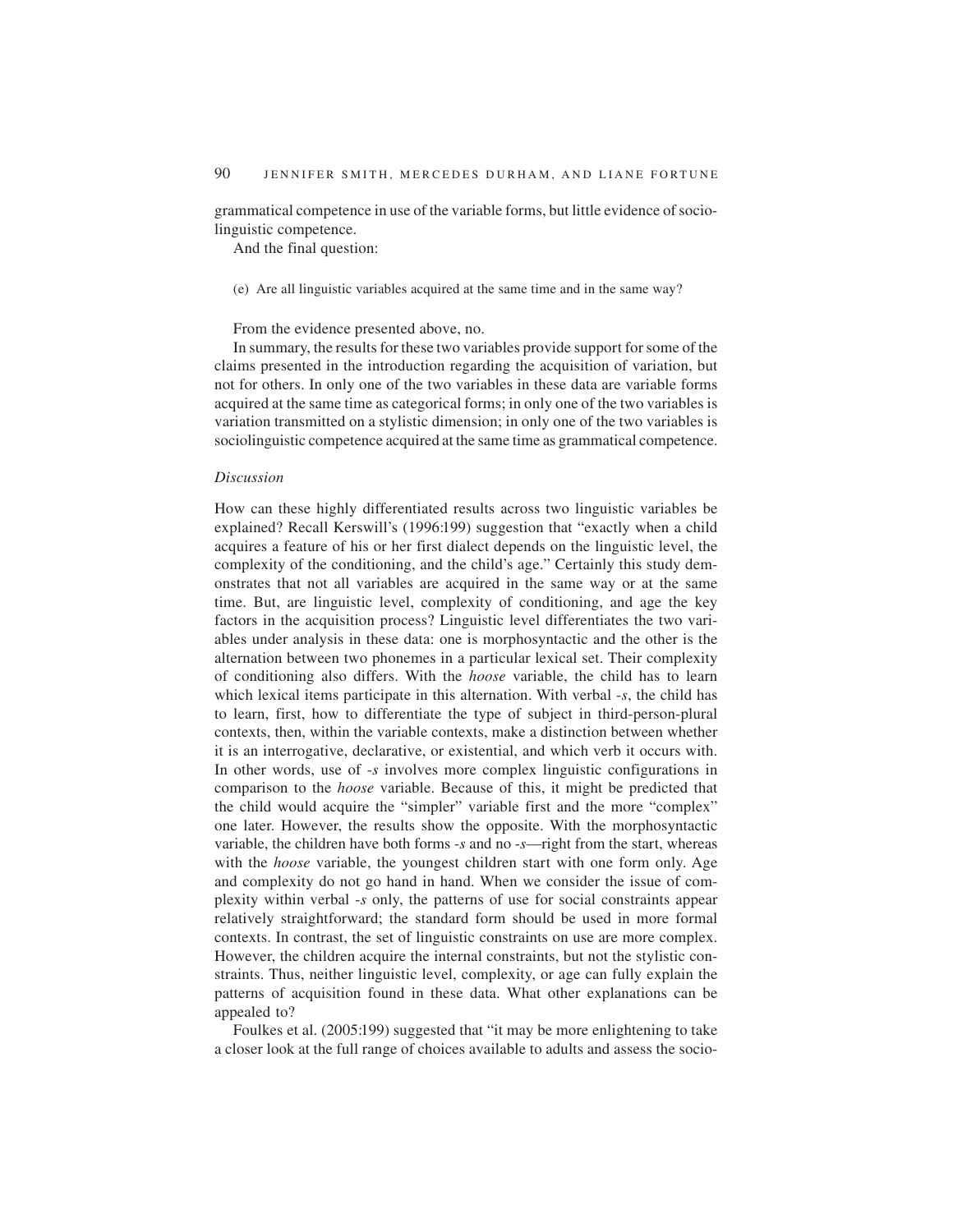grammatical competence in use of the variable forms, but little evidence of sociolinguistic competence.

And the final question:

(e) Are all linguistic variables acquired at the same time and in the same way?

From the evidence presented above, no.

In summary, the results for these two variables provide support for some of the claims presented in the introduction regarding the acquisition of variation, but not for others. In only one of the two variables in these data are variable forms acquired at the same time as categorical forms; in only one of the two variables is variation transmitted on a stylistic dimension; in only one of the two variables is sociolinguistic competence acquired at the same time as grammatical competence.

### *Discussion*

How can these highly differentiated results across two linguistic variables be explained? Recall Kerswill's (1996:199) suggestion that "exactly when a child acquires a feature of his or her first dialect depends on the linguistic level, the complexity of the conditioning, and the child's age." Certainly this study demonstrates that not all variables are acquired in the same way or at the same time. But, are linguistic level, complexity of conditioning, and age the key factors in the acquisition process? Linguistic level differentiates the two variables under analysis in these data: one is morphosyntactic and the other is the alternation between two phonemes in a particular lexical set. Their complexity of conditioning also differs. With the *hoose* variable, the child has to learn which lexical items participate in this alternation. With verbal *-s*, the child has to learn, first, how to differentiate the type of subject in third-person-plural contexts, then, within the variable contexts, make a distinction between whether it is an interrogative, declarative, or existential, and which verb it occurs with. In other words, use of *-s* involves more complex linguistic configurations in comparison to the *hoose* variable. Because of this, it might be predicted that the child would acquire the "simpler" variable first and the more "complex" one later. However, the results show the opposite. With the morphosyntactic variable, the children have both forms *-s* and no *-s*—right from the start, whereas with the *hoose* variable, the youngest children start with one form only. Age and complexity do not go hand in hand. When we consider the issue of complexity within verbal *-s* only, the patterns of use for social constraints appear relatively straightforward; the standard form should be used in more formal contexts. In contrast, the set of linguistic constraints on use are more complex. However, the children acquire the internal constraints, but not the stylistic constraints. Thus, neither linguistic level, complexity, or age can fully explain the patterns of acquisition found in these data. What other explanations can be appealed to?

Foulkes et al. (2005:199) suggested that "it may be more enlightening to take a closer look at the full range of choices available to adults and assess the socio-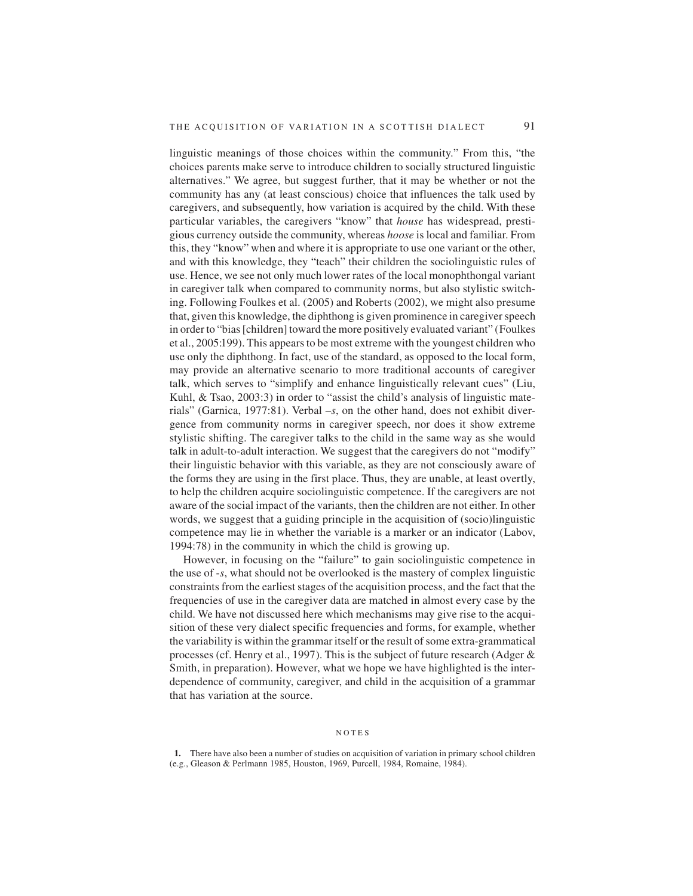linguistic meanings of those choices within the community." From this, "the choices parents make serve to introduce children to socially structured linguistic alternatives." We agree, but suggest further, that it may be whether or not the community has any (at least conscious) choice that influences the talk used by caregivers, and subsequently, how variation is acquired by the child. With these particular variables, the caregivers "know" that *house* has widespread, prestigious currency outside the community, whereas *hoose* is local and familiar. From this, they "know" when and where it is appropriate to use one variant or the other, and with this knowledge, they "teach" their children the sociolinguistic rules of use. Hence, we see not only much lower rates of the local monophthongal variant in caregiver talk when compared to community norms, but also stylistic switching. Following Foulkes et al. (2005) and Roberts (2002), we might also presume that, given this knowledge, the diphthong is given prominence in caregiver speech in order to "bias [children] toward the more positively evaluated variant" (Foulkes et al., 2005:199). This appears to be most extreme with the youngest children who use only the diphthong. In fact, use of the standard, as opposed to the local form, may provide an alternative scenario to more traditional accounts of caregiver talk, which serves to "simplify and enhance linguistically relevant cues" (Liu, Kuhl, & Tsao, 2003:3) in order to "assist the child's analysis of linguistic materials" (Garnica, 1977:81). Verbal –*s*, on the other hand, does not exhibit divergence from community norms in caregiver speech, nor does it show extreme stylistic shifting. The caregiver talks to the child in the same way as she would talk in adult-to-adult interaction. We suggest that the caregivers do not "modify" their linguistic behavior with this variable, as they are not consciously aware of the forms they are using in the first place. Thus, they are unable, at least overtly, to help the children acquire sociolinguistic competence. If the caregivers are not aware of the social impact of the variants, then the children are not either. In other words, we suggest that a guiding principle in the acquisition of (socio)linguistic competence may lie in whether the variable is a marker or an indicator (Labov, 1994:78) in the community in which the child is growing up.

However, in focusing on the "failure" to gain sociolinguistic competence in the use of *-s*, what should not be overlooked is the mastery of complex linguistic constraints from the earliest stages of the acquisition process, and the fact that the frequencies of use in the caregiver data are matched in almost every case by the child. We have not discussed here which mechanisms may give rise to the acquisition of these very dialect specific frequencies and forms, for example, whether the variability is within the grammar itself or the result of some extra-grammatical processes (cf. Henry et al., 1997). This is the subject of future research (Adger & Smith, in preparation). However, what we hope we have highlighted is the interdependence of community, caregiver, and child in the acquisition of a grammar that has variation at the source.

## NOTES

**1.** There have also been a number of studies on acquisition of variation in primary school children (e.g., Gleason & Perlmann 1985, Houston, 1969, Purcell, 1984, Romaine, 1984).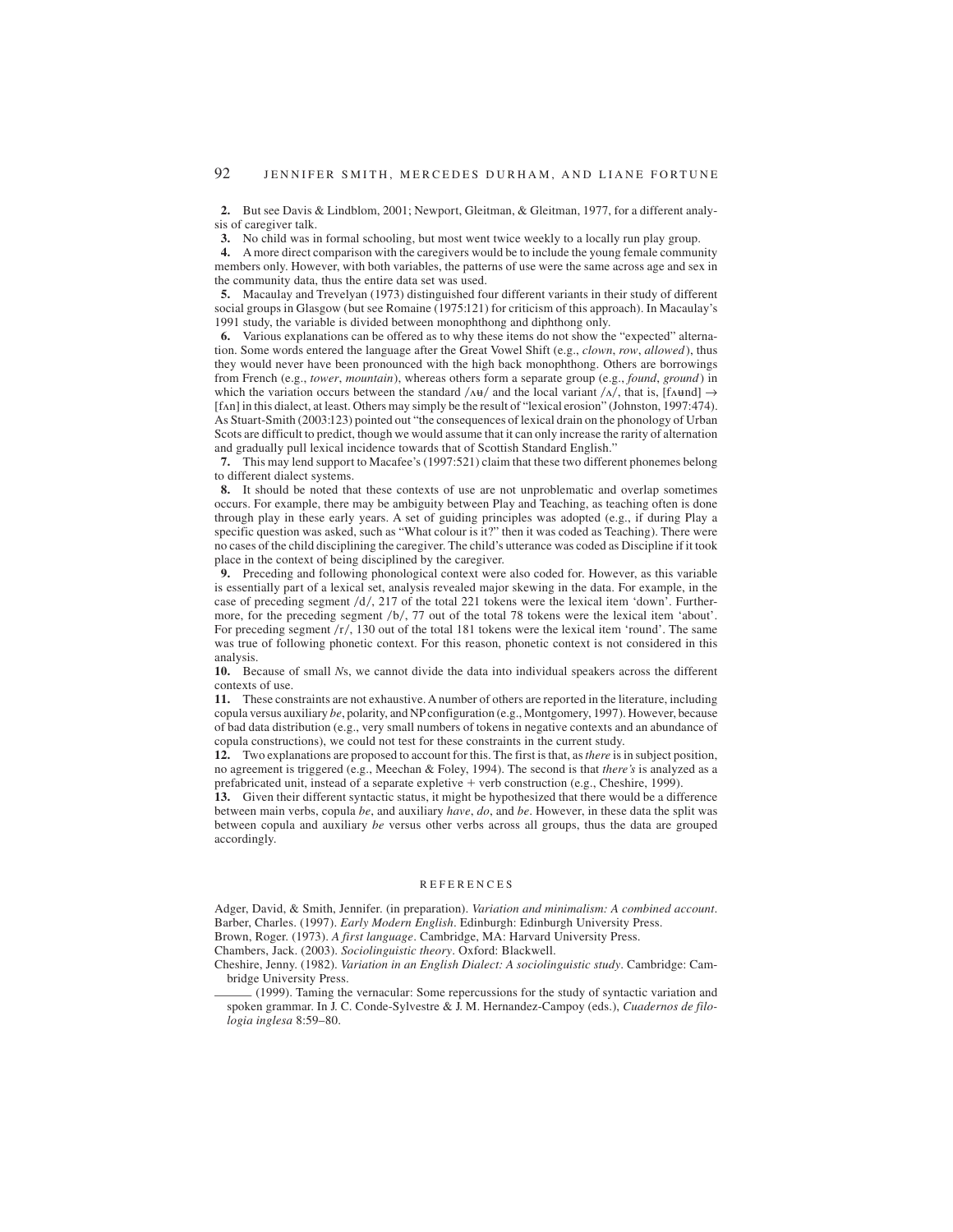**2.** But see Davis & Lindblom, 2001; Newport, Gleitman, & Gleitman, 1977, for a different analysis of caregiver talk.

**3.** No child was in formal schooling, but most went twice weekly to a locally run play group.

**4.** A more direct comparison with the caregivers would be to include the young female community members only. However, with both variables, the patterns of use were the same across age and sex in the community data, thus the entire data set was used.

**5.** Macaulay and Trevelyan (1973) distinguished four different variants in their study of different social groups in Glasgow (but see Romaine (1975:121) for criticism of this approach). In Macaulay's 1991 study, the variable is divided between monophthong and diphthong only.

**6.** Various explanations can be offered as to why these items do not show the "expected" alternation. Some words entered the language after the Great Vowel Shift (e.g., *clown*, *row*, *allowed*), thus they would never have been pronounced with the high back monophthong. Others are borrowings from French (e.g., *tower*, *mountain*), whereas others form a separate group (e.g., *found*, *ground*) in which the variation occurs between the standard /ʌʉ/ and the local variant /ʌ/, that is, [fʌʉnd] → [fʌn] in this dialect, at least. Others may simply be the result of "lexical erosion" (Johnston, 1997:474). As Stuart-Smith (2003:123) pointed out "the consequences of lexical drain on the phonology of Urban Scots are difficult to predict, though we would assume that it can only increase the rarity of alternation and gradually pull lexical incidence towards that of Scottish Standard English."

**7.** This may lend support to Macafee's (1997:521) claim that these two different phonemes belong to different dialect systems.

**8.** It should be noted that these contexts of use are not unproblematic and overlap sometimes occurs. For example, there may be ambiguity between Play and Teaching, as teaching often is done through play in these early years. A set of guiding principles was adopted (e.g., if during Play a specific question was asked, such as "What colour is it?" then it was coded as Teaching). There were no cases of the child disciplining the caregiver. The child's utterance was coded as Discipline if it took place in the context of being disciplined by the caregiver.

**9.** Preceding and following phonological context were also coded for. However, as this variable is essentially part of a lexical set, analysis revealed major skewing in the data. For example, in the case of preceding segment /d/, 217 of the total 221 tokens were the lexical item 'down'. Furthermore, for the preceding segment /b/, 77 out of the total 78 tokens were the lexical item 'about'. For preceding segment /r/, 130 out of the total 181 tokens were the lexical item 'round'. The same was true of following phonetic context. For this reason, phonetic context is not considered in this analysis.

**10.** Because of small *N*s, we cannot divide the data into individual speakers across the different contexts of use.

**11.** These constraints are not exhaustive. A number of others are reported in the literature, including copula versus auxiliary *be*, polarity, and NP configuration (e.g., Montgomery, 1997). However, because of bad data distribution (e.g., very small numbers of tokens in negative contexts and an abundance of copula constructions), we could not test for these constraints in the current study.

**12.** Two explanations are proposed to account for this. The first is that, as *there* is in subject position, no agreement is triggered (e.g., Meechan & Foley, 1994). The second is that *there's* is analyzed as a prefabricated unit, instead of a separate expletive + verb construction (e.g., Cheshire, 1999).

**13.** Given their different syntactic status, it might be hypothesized that there would be a difference between main verbs, copula *be*, and auxiliary *have*, *do*, and *be*. However, in these data the split was between copula and auxiliary *be* versus other verbs across all groups, thus the data are grouped accordingly.

## REFERENCES

Adger, David, & Smith, Jennifer. (in preparation). *Variation and minimalism: A combined account*.

Barber, Charles. (1997). *Early Modern English*. Edinburgh: Edinburgh University Press.

Brown, Roger. (1973). *A first language*. Cambridge, MA: Harvard University Press.

Chambers, Jack. (2003). *Sociolinguistic theory*. Oxford: Blackwell.

Cheshire, Jenny. (1982). *Variation in an English Dialect: A sociolinguistic study*. Cambridge: Cambridge University Press.

______ (1999). Taming the vernacular: Some repercussions for the study of syntactic variation and spoken grammar. In J. C. Conde-Sylvestre & J. M. Hernandez-Campoy (eds.), *Cuadernos de filologia inglesa* 8:59–80.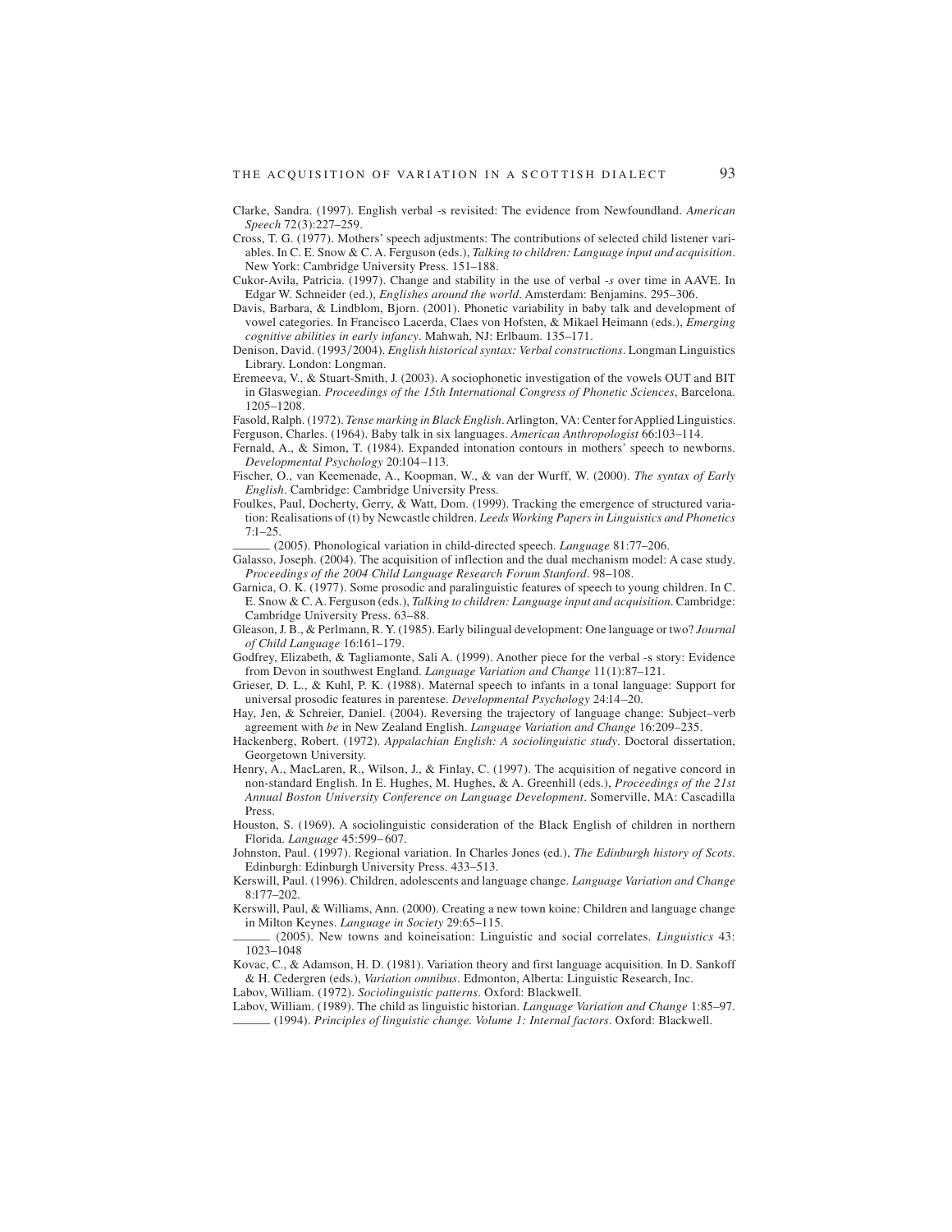Clarke, Sandra. (1997). English verbal -s revisited: The evidence from Newfoundland. *American Speech* 72(3):227–259.

Cross, T. G. (1977). Mothers' speech adjustments: The contributions of selected child listener variables. In C. E. Snow & C. A. Ferguson (eds.), *Talking to children: Language input and acquisition*. New York: Cambridge University Press. 151–188.

Cukor-Avila, Patricia. (1997). Change and stability in the use of verbal *-s* over time in AAVE. In Edgar W. Schneider (ed.), *Englishes around the world*. Amsterdam: Benjamins. 295–306.

Davis, Barbara, & Lindblom, Bjorn. (2001). Phonetic variability in baby talk and development of vowel categories. In Francisco Lacerda, Claes von Hofsten, & Mikael Heimann (eds.), *Emerging cognitive abilities in early infancy*. Mahwah, NJ: Erlbaum. 135–171.

Denison, David. (1993/2004). *English historical syntax: Verbal constructions*. Longman Linguistics Library. London: Longman.

Eremeeva, V., & Stuart-Smith, J. (2003). A sociophonetic investigation of the vowels OUT and BIT in Glaswegian. *Proceedings of the 15th International Congress of Phonetic Sciences*, Barcelona. 1205–1208.

Fasold, Ralph. (1972). *Tense marking in Black English*. Arlington, VA: Center for Applied Linguistics.

Ferguson, Charles. (1964). Baby talk in six languages. *American Anthropologist* 66:103–114.

Fernald, A., & Simon, T. (1984). Expanded intonation contours in mothers' speech to newborns. *Developmental Psychology* 20:104–113.

Fischer, O., van Keemenade, A., Koopman, W., & van der Wurff, W. (2000). *The syntax of Early English*. Cambridge: Cambridge University Press.

Foulkes, Paul, Docherty, Gerry, & Watt, Dom. (1999). Tracking the emergence of structured variation: Realisations of (t) by Newcastle children. *Leeds Working Papers in Linguistics and Phonetics* 7:1–25.

______ (2005). Phonological variation in child-directed speech. *Language* 81:77–206.

Galasso, Joseph. (2004). The acquisition of inflection and the dual mechanism model: A case study. *Proceedings of the 2004 Child Language Research Forum Stanford*. 98–108.

Garnica, O. K. (1977). Some prosodic and paralinguistic features of speech to young children. In C. E. Snow & C. A. Ferguson (eds.), *Talking to children: Language input and acquisition*. Cambridge: Cambridge University Press. 63–88.

Gleason, J. B., & Perlmann, R. Y. (1985). Early bilingual development: One language or two? *Journal of Child Language* 16:161–179.

Godfrey, Elizabeth, & Tagliamonte, Sali A. (1999). Another piece for the verbal -s story: Evidence from Devon in southwest England. *Language Variation and Change* 11(1):87–121.

Grieser, D. L., & Kuhl, P. K. (1988). Maternal speech to infants in a tonal language: Support for universal prosodic features in parentese. *Developmental Psychology* 24:14–20.

Hay, Jen, & Schreier, Daniel. (2004). Reversing the trajectory of language change: Subject–verb agreement with *be* in New Zealand English. *Language Variation and Change* 16:209–235.

Hackenberg, Robert. (1972). *Appalachian English: A sociolinguistic study*. Doctoral dissertation, Georgetown University.

Henry, A., MacLaren, R., Wilson, J., & Finlay, C. (1997). The acquisition of negative concord in non-standard English. In E. Hughes, M. Hughes, & A. Greenhill (eds.), *Proceedings of the 21st Annual Boston University Conference on Language Development*. Somerville, MA: Cascadilla Press.

Houston, S. (1969). A sociolinguistic consideration of the Black English of children in northern Florida. *Language* 45:599–607.

Johnston, Paul. (1997). Regional variation. In Charles Jones (ed.), *The Edinburgh history of Scots*. Edinburgh: Edinburgh University Press. 433–513.

Kerswill, Paul. (1996). Children, adolescents and language change. *Language Variation and Change* 8:177–202.

Kerswill, Paul, & Williams, Ann. (2000). Creating a new town koine: Children and language change in Milton Keynes. *Language in Society* 29:65–115.

______ (2005). New towns and koineisation: Linguistic and social correlates. *Linguistics* 43: 1023–1048

Kovac, C., & Adamson, H. D. (1981). Variation theory and first language acquisition. In D. Sankoff & H. Cedergren (eds.), *Variation omnibus*. Edmonton, Alberta: Linguistic Research, Inc.

Labov, William. (1972). *Sociolinguistic patterns*. Oxford: Blackwell.

Labov, William. (1989). The child as linguistic historian. *Language Variation and Change* 1:85–97.

______ (1994). *Principles of linguistic change. Volume 1: Internal factors*. Oxford: Blackwell.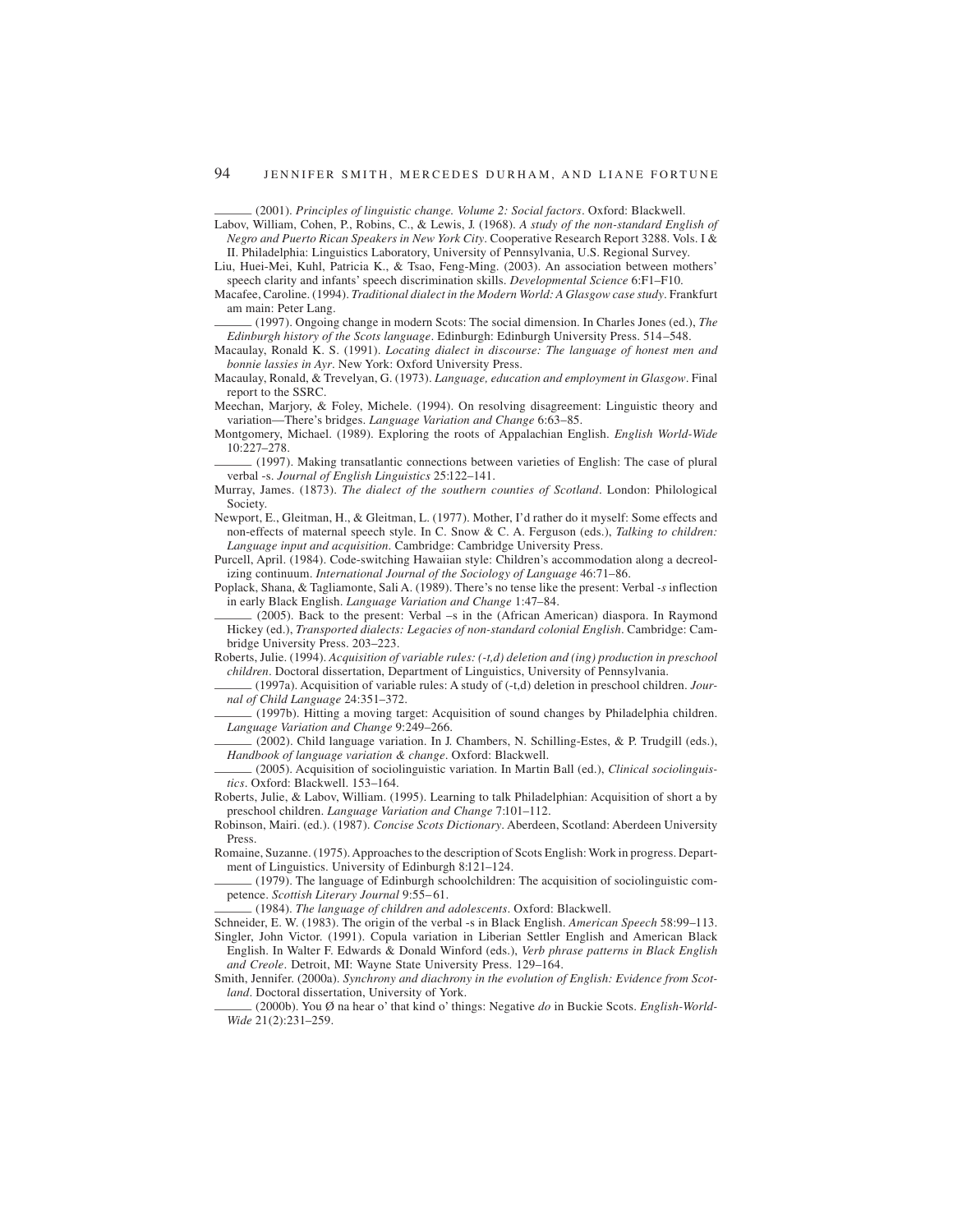______ (2001). *Principles of linguistic change. Volume 2: Social factors*. Oxford: Blackwell.

Labov, William, Cohen, P., Robins, C., & Lewis, J. (1968). *A study of the non-standard English of Negro and Puerto Rican Speakers in New York City*. Cooperative Research Report 3288. Vols. I & II. Philadelphia: Linguistics Laboratory, University of Pennsylvania, U.S. Regional Survey.

Liu, Huei-Mei, Kuhl, Patricia K., & Tsao, Feng-Ming. (2003). An association between mothers' speech clarity and infants' speech discrimination skills. *Developmental Science* 6:F1–F10.

Macafee, Caroline. (1994). *Traditional dialect in the Modern World: A Glasgow case study*. Frankfurt am main: Peter Lang.

______ (1997). Ongoing change in modern Scots: The social dimension. In Charles Jones (ed.), *The Edinburgh history of the Scots language*. Edinburgh: Edinburgh University Press. 514–548.

Macaulay, Ronald K. S. (1991). *Locating dialect in discourse: The language of honest men and bonnie lassies in Ayr*. New York: Oxford University Press.

Macaulay, Ronald, & Trevelyan, G. (1973). *Language, education and employment in Glasgow*. Final report to the SSRC.

Meechan, Marjory, & Foley, Michele. (1994). On resolving disagreement: Linguistic theory and variation—There's bridges. *Language Variation and Change* 6:63–85.

Montgomery, Michael. (1989). Exploring the roots of Appalachian English. *English World-Wide* 10:227–278.

______ (1997). Making transatlantic connections between varieties of English: The case of plural verbal -s. *Journal of English Linguistics* 25:122–141.

Murray, James. (1873). *The dialect of the southern counties of Scotland*. London: Philological Society.

Newport, E., Gleitman, H., & Gleitman, L. (1977). Mother, I'd rather do it myself: Some effects and non-effects of maternal speech style. In C. Snow & C. A. Ferguson (eds.), *Talking to children: Language input and acquisition*. Cambridge: Cambridge University Press.

Purcell, April. (1984). Code-switching Hawaiian style: Children's accommodation along a decreolizing continuum. *International Journal of the Sociology of Language* 46:71–86.

Poplack, Shana, & Tagliamonte, Sali A. (1989). There's no tense like the present: Verbal *-s* inflection in early Black English. *Language Variation and Change* 1:47–84.

______ (2005). Back to the present: Verbal –s in the (African American) diaspora. In Raymond Hickey (ed.), *Transported dialects: Legacies of non-standard colonial English*. Cambridge: Cambridge University Press. 203–223.

Roberts, Julie. (1994). *Acquisition of variable rules: (-t,d) deletion and (ing) production in preschool children*. Doctoral dissertation, Department of Linguistics, University of Pennsylvania.

______ (1997a). Acquisition of variable rules: A study of (-t,d) deletion in preschool children. *Journal of Child Language* 24:351–372.

______ (1997b). Hitting a moving target: Acquisition of sound changes by Philadelphia children. *Language Variation and Change* 9:249–266.

______ (2002). Child language variation. In J. Chambers, N. Schilling-Estes, & P. Trudgill (eds.), *Handbook of language variation & change*. Oxford: Blackwell.

______ (2005). Acquisition of sociolinguistic variation. In Martin Ball (ed.), *Clinical sociolinguistics*. Oxford: Blackwell. 153–164.

Roberts, Julie, & Labov, William. (1995). Learning to talk Philadelphian: Acquisition of short a by preschool children. *Language Variation and Change* 7:101–112.

Robinson, Mairi. (ed.). (1987). *Concise Scots Dictionary*. Aberdeen, Scotland: Aberdeen University Press.

Romaine, Suzanne. (1975). Approaches to the description of Scots English: Work in progress. Department of Linguistics. University of Edinburgh 8:121–124.

______ (1979). The language of Edinburgh schoolchildren: The acquisition of sociolinguistic competence. *Scottish Literary Journal* 9:55–61.

______ (1984). *The language of children and adolescents*. Oxford: Blackwell.

Schneider, E. W. (1983). The origin of the verbal -s in Black English. *American Speech* 58:99–113.

Singler, John Victor. (1991). Copula variation in Liberian Settler English and American Black English. In Walter F. Edwards & Donald Winford (eds.), *Verb phrase patterns in Black English and Creole*. Detroit, MI: Wayne State University Press. 129–164.

Smith, Jennifer. (2000a). *Synchrony and diachrony in the evolution of English: Evidence from Scotland*. Doctoral dissertation, University of York.

______ (2000b). You Ø na hear o' that kind o' things: Negative *do* in Buckie Scots. *English-World-Wide* 21(2):231–259.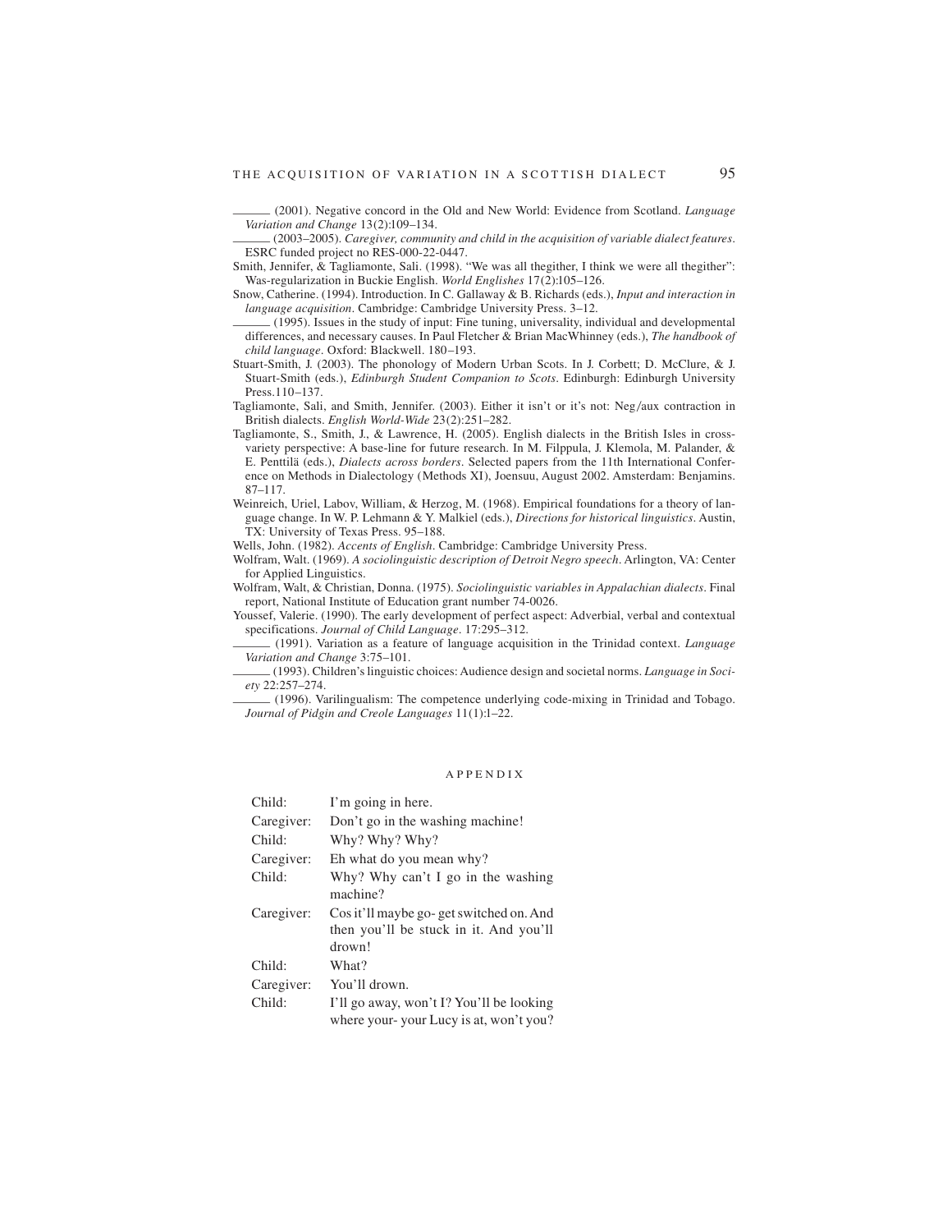______ (2001). Negative concord in the Old and New World: Evidence from Scotland. *Language Variation and Change* 13(2):109–134.

______ (2003–2005). *Caregiver, community and child in the acquisition of variable dialect features*. ESRC funded project no RES-000-22-0447.

Smith, Jennifer, & Tagliamonte, Sali. (1998). "We was all thegither, I think we were all thegither": Was-regularization in Buckie English. *World Englishes* 17(2):105–126.

Snow, Catherine. (1994). Introduction. In C. Gallaway & B. Richards (eds.), *Input and interaction in language acquisition*. Cambridge: Cambridge University Press. 3–12.

______ (1995). Issues in the study of input: Fine tuning, universality, individual and developmental differences, and necessary causes. In Paul Fletcher & Brian MacWhinney (eds.), *The handbook of child language*. Oxford: Blackwell. 180–193.

Stuart-Smith, J. (2003). The phonology of Modern Urban Scots. In J. Corbett; D. McClure, & J. Stuart-Smith (eds.), *Edinburgh Student Companion to Scots*. Edinburgh: Edinburgh University Press.110–137.

Tagliamonte, Sali, and Smith, Jennifer. (2003). Either it isn't or it's not: Neg/aux contraction in British dialects. *English World-Wide* 23(2):251–282.

Tagliamonte, S., Smith, J., & Lawrence, H. (2005). English dialects in the British Isles in cross-variety perspective: A base-line for future research. In M. Filppula, J. Klemola, M. Palander, & E. Penttilä (eds.), *Dialects across borders*. Selected papers from the 11th International Conference on Methods in Dialectology (Methods XI), Joensuu, August 2002. Amsterdam: Benjamins. 87–117.

Weinreich, Uriel, Labov, William, & Herzog, M. (1968). Empirical foundations for a theory of language change. In W. P. Lehmann & Y. Malkiel (eds.), *Directions for historical linguistics*. Austin, TX: University of Texas Press. 95–188.

Wells, John. (1982). *Accents of English*. Cambridge: Cambridge University Press.

Wolfram, Walt. (1969). *A sociolinguistic description of Detroit Negro speech*. Arlington, VA: Center for Applied Linguistics.

Wolfram, Walt, & Christian, Donna. (1975). *Sociolinguistic variables in Appalachian dialects*. Final report, National Institute of Education grant number 74-0026.

Youssef, Valerie. (1990). The early development of perfect aspect: Adverbial, verbal and contextual specifications. *Journal of Child Language*. 17:295–312.

______ (1991). Variation as a feature of language acquisition in the Trinidad context. *Language Variation and Change* 3:75–101.

______ (1993). Children's linguistic choices: Audience design and societal norms. *Language in Society* 22:257–274.

______ (1996). Varilingualism: The competence underlying code-mixing in Trinidad and Tobago. *Journal of Pidgin and Creole Languages* 11(1):1–22.

## APPENDIX

| | |
|---|---|
| Child: | I'm going in here. |
| Caregiver: | Don't go in the washing machine! |
| Child: | Why? Why? Why? |
| Caregiver: | Eh what do you mean why? |
| Child: | Why? Why can't I go in the washing machine? |
| Caregiver: | Cos it'll maybe go- get switched on. And then you'll be stuck in it. And you'll drown! |
| Child: | What? |
| Caregiver: | You'll drown. |
| Child: | I'll go away, won't I? You'll be looking where your- your Lucy is at, won't you? |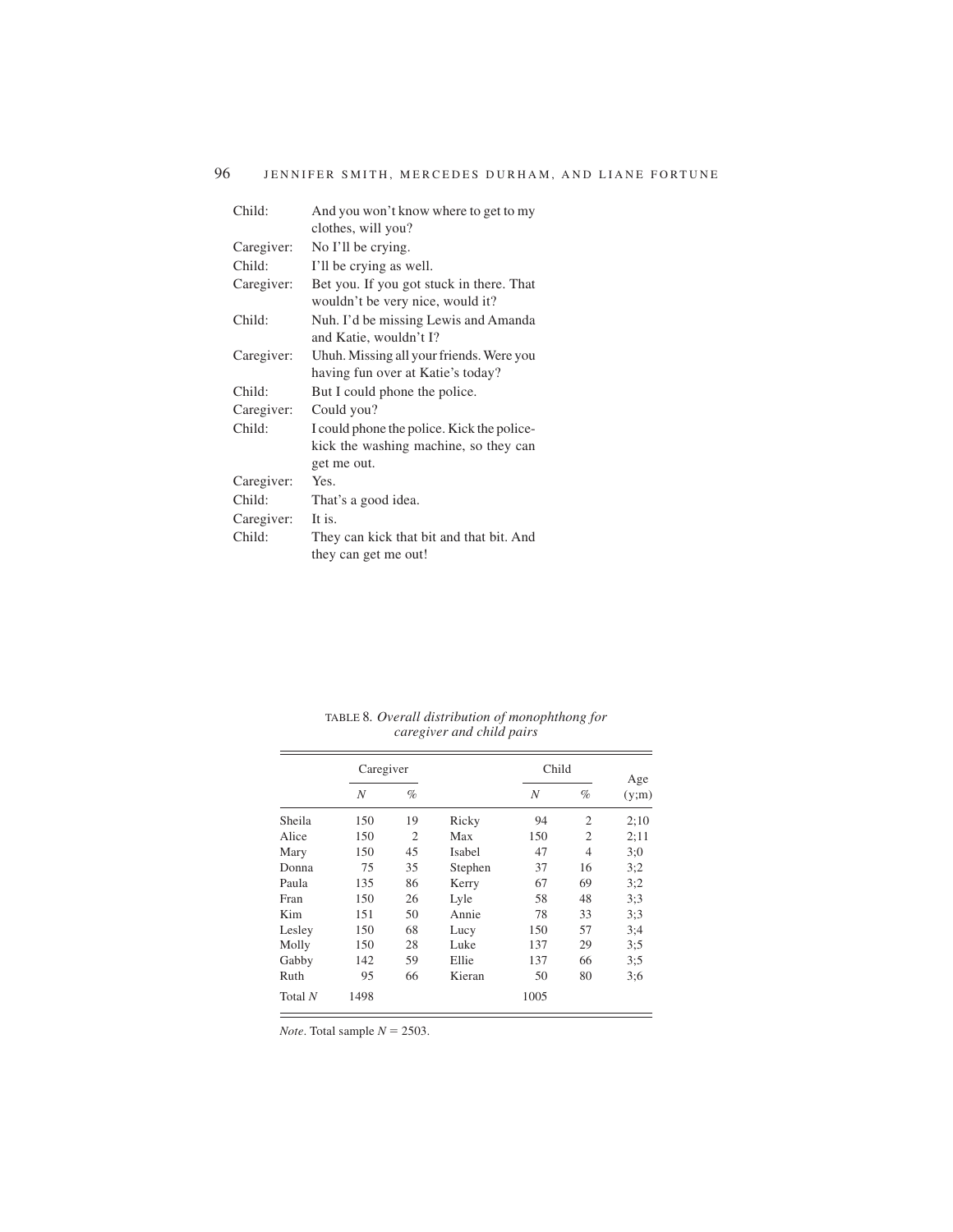| | |
|---|---|
| Child: | And you won't know where to get to my clothes, will you? |
| Caregiver: | No I'll be crying. |
| Child: | I'll be crying as well. |
| Caregiver: | Bet you. If you got stuck in there. That wouldn't be very nice, would it? |
| Child: | Nuh. I'd be missing Lewis and Amanda and Katie, wouldn't I? |
| Caregiver: | Uhuh. Missing all your friends. Were you having fun over at Katie's today? |
| Child: | But I could phone the police. |
| Caregiver: | Could you? |
| Child: | I could phone the police. Kick the police-kick the washing machine, so they can get me out. |
| Caregiver: | Yes. |
| Child: | That's a good idea. |
| Caregiver: | It is. |
| Child: | They can kick that bit and that bit. And they can get me out! |

TABLE 8. *Overall distribution of monophthong for caregiver and child pairs*

| | Caregiver | | | Child | | Age |
|---|---|---|---|---|---|---|
| | *N* | % | | *N* | % | (y;m) |
| Sheila | 150 | 19 | Ricky | 94 | 2 | 2;10 |
| Alice | 150 | 2 | Max | 150 | 2 | 2;11 |
| Mary | 150 | 45 | Isabel | 47 | 4 | 3;0 |
| Donna | 75 | 35 | Stephen | 37 | 16 | 3;2 |
| Paula | 135 | 86 | Kerry | 67 | 69 | 3;2 |
| Fran | 150 | 26 | Lyle | 58 | 48 | 3;3 |
| Kim | 151 | 50 | Annie | 78 | 33 | 3;3 |
| Lesley | 150 | 68 | Lucy | 150 | 57 | 3;4 |
| Molly | 150 | 28 | Luke | 137 | 29 | 3;5 |
| Gabby | 142 | 59 | Ellie | 137 | 66 | 3;5 |
| Ruth | 95 | 66 | Kieran | 50 | 80 | 3;6 |
| Total *N* | 1498 | | | 1005 | | |

*Note*. Total sample $N = 2503$.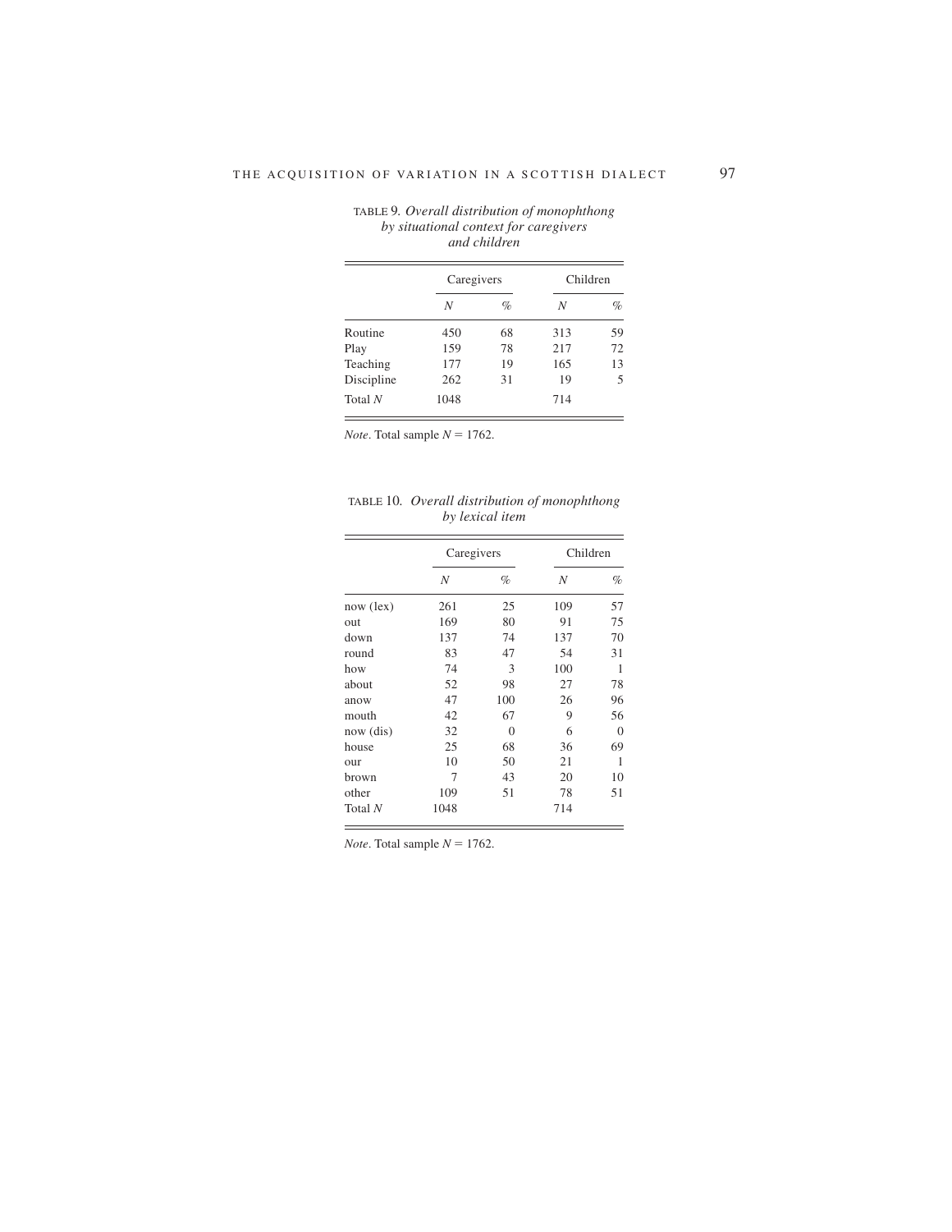TABLE 9. *Overall distribution of monophthong by situational context for caregivers and children*

| | Caregivers | | Children | |
|---|---|---|---|---|
| | *N* | % | *N* | % |
| Routine | 450 | 68 | 313 | 59 |
| Play | 159 | 78 | 217 | 72 |
| Teaching | 177 | 19 | 165 | 13 |
| Discipline | 262 | 31 | 19 | 5 |
| Total *N* | 1048 | | 714 | |

*Note*. Total sample $N = 1762$.

TABLE 10. *Overall distribution of monophthong by lexical item*

| | Caregivers | | Children | |
|---|---|---|---|---|
| | *N* | % | *N* | % |
| now (lex) | 261 | 25 | 109 | 57 |
| out | 169 | 80 | 91 | 75 |
| down | 137 | 74 | 137 | 70 |
| round | 83 | 47 | 54 | 31 |
| how | 74 | 3 | 100 | 1 |
| about | 52 | 98 | 27 | 78 |
| anow | 47 | 100 | 26 | 96 |
| mouth | 42 | 67 | 9 | 56 |
| now (dis) | 32 | 0 | 6 | 0 |
| house | 25 | 68 | 36 | 69 |
| our | 10 | 50 | 21 | 1 |
| brown | 7 | 43 | 20 | 10 |
| other | 109 | 51 | 78 | 51 |
| Total *N* | 1048 | | 714 | |

*Note*. Total sample $N = 1762$.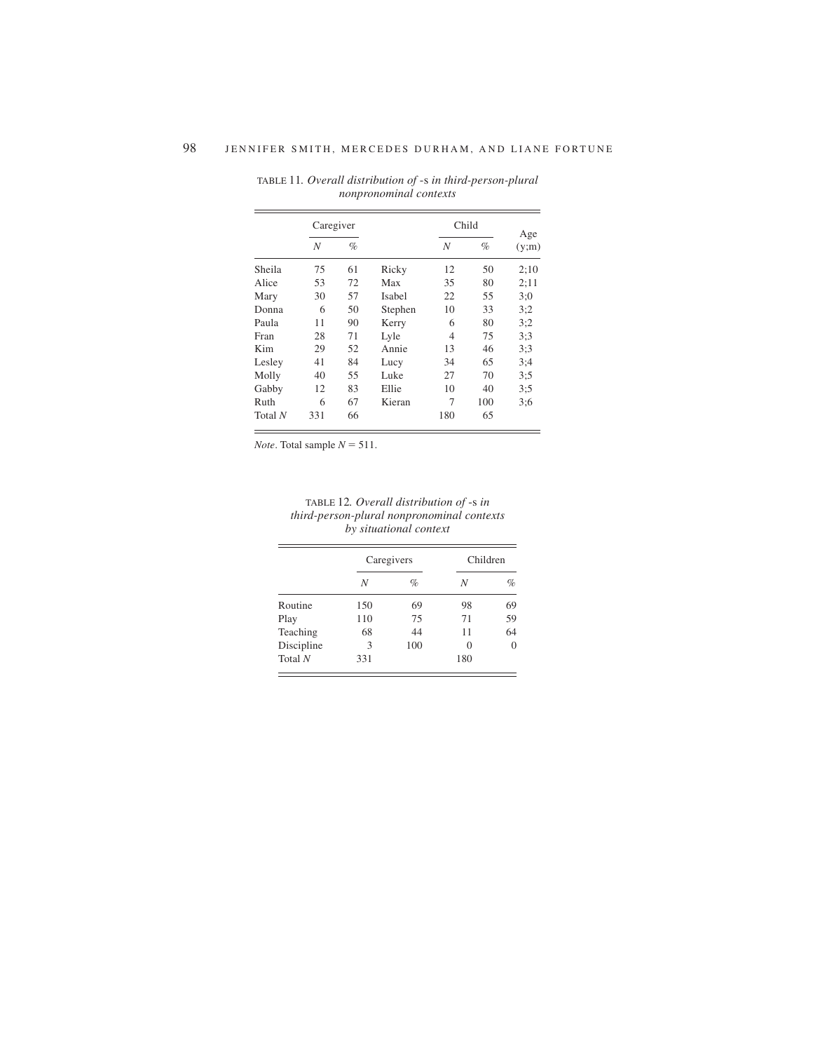TABLE 11. *Overall distribution of* -s *in third-person-plural nonpronominal contexts*

| | Caregiver | | | Child | | Age |
|---|---|---|---|---|---|---|
| | *N* | % | | *N* | % | (y;m) |
| Sheila | 75 | 61 | Ricky | 12 | 50 | 2;10 |
| Alice | 53 | 72 | Max | 35 | 80 | 2;11 |
| Mary | 30 | 57 | Isabel | 22 | 55 | 3;0 |
| Donna | 6 | 50 | Stephen | 10 | 33 | 3;2 |
| Paula | 11 | 90 | Kerry | 6 | 80 | 3;2 |
| Fran | 28 | 71 | Lyle | 4 | 75 | 3;3 |
| Kim | 29 | 52 | Annie | 13 | 46 | 3;3 |
| Lesley | 41 | 84 | Lucy | 34 | 65 | 3;4 |
| Molly | 40 | 55 | Luke | 27 | 70 | 3;5 |
| Gabby | 12 | 83 | Ellie | 10 | 40 | 3;5 |
| Ruth | 6 | 67 | Kieran | 7 | 100 | 3;6 |
| Total *N* | 331 | 66 | | 180 | 65 | |

*Note*. Total sample *N* = 511.

TABLE 12. *Overall distribution of* -s *in third-person-plural nonpronominal contexts by situational context*

| | Caregivers | | Children | |
|---|---|---|---|---|
| | *N* | % | *N* | % |
| Routine | 150 | 69 | 98 | 69 |
| Play | 110 | 75 | 71 | 59 |
| Teaching | 68 | 44 | 11 | 64 |
| Discipline | 3 | 100 | 0 | 0 |
| Total *N* | 331 | | 180 | |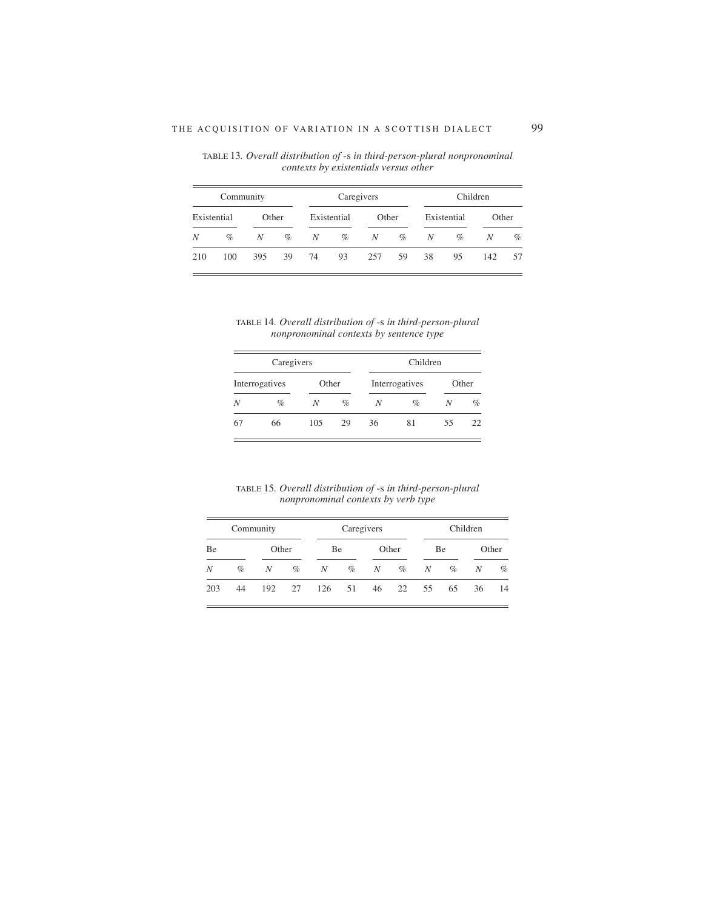TABLE 13. *Overall distribution of* -s *in third-person-plural nonpronominal contexts by existentials versus other*

| Community | | | | Caregivers | | | | Children | | | |
|---|---|---|---|---|---|---|---|---|---|---|---|
| Existential | | Other | | Existential | | Other | | Existential | | Other | |
| *N* | % | *N* | % | *N* | % | *N* | % | *N* | % | *N* | % |
| 210 | 100 | 395 | 39 | 74 | 93 | 257 | 59 | 38 | 95 | 142 | 57 |

TABLE 14. *Overall distribution of* -s *in third-person-plural nonpronominal contexts by sentence type*

| Caregivers | | | | Children | | | |
|---|---|---|---|---|---|---|---|
| Interrogatives | | Other | | Interrogatives | | Other | |
| *N* | % | *N* | % | *N* | % | *N* | % |
| 67 | 66 | 105 | 29 | 36 | 81 | 55 | 22 |

TABLE 15. *Overall distribution of* -s *in third-person-plural nonpronominal contexts by verb type*

| Community | | | | Caregivers | | | | Children | | | |
|---|---|---|---|---|---|---|---|---|---|---|---|
| Be | | Other | | Be | | Other | | Be | | Other | |
| *N* | % | *N* | % | *N* | % | *N* | % | *N* | % | *N* | % |
| 203 | 44 | 192 | 27 | 126 | 51 | 46 | 22 | 55 | 65 | 36 | 14 |